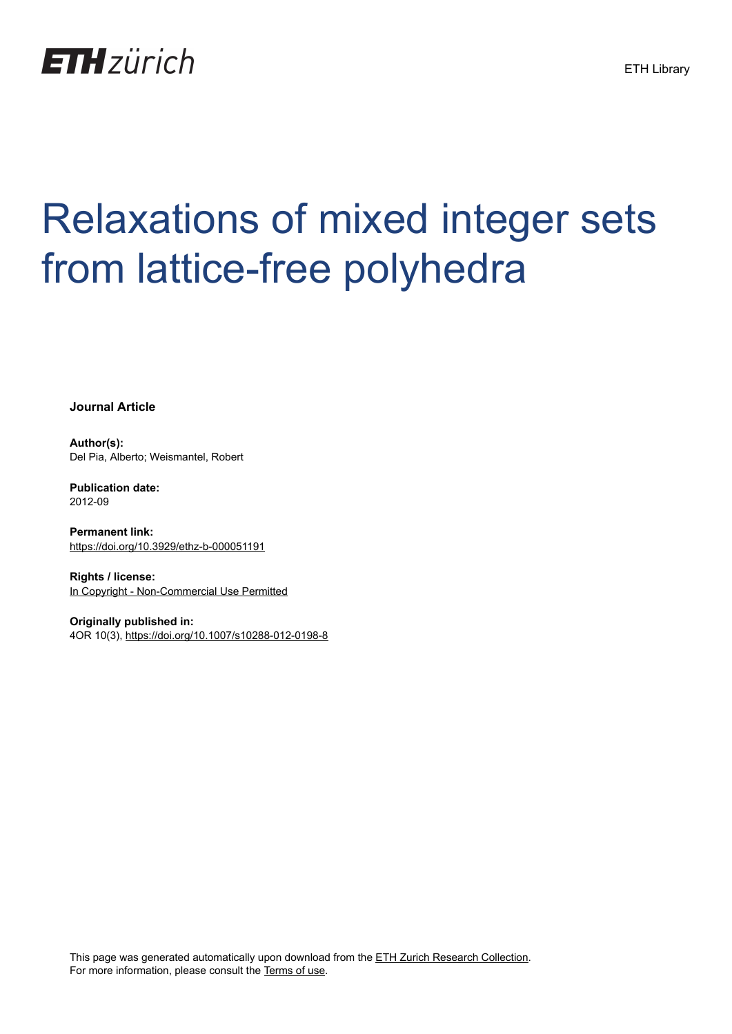ETH zürich

ETH Library

# Relaxations of mixed integer sets from lattice-free polyhedra

**Journal Article**

**Author(s):**
Del Pia, Alberto; Weismantel, Robert

**Publication date:**
2012-09

**Permanent link:**
https://doi.org/10.3929/ethz-b-000051191

**Rights / license:**
In Copyright - Non-Commercial Use Permitted

**Originally published in:**
4OR 10(3), https://doi.org/10.1007/s10288-012-0198-8

This page was generated automatically upon download from the ETH Zurich Research Collection.
For more information, please consult the Terms of use.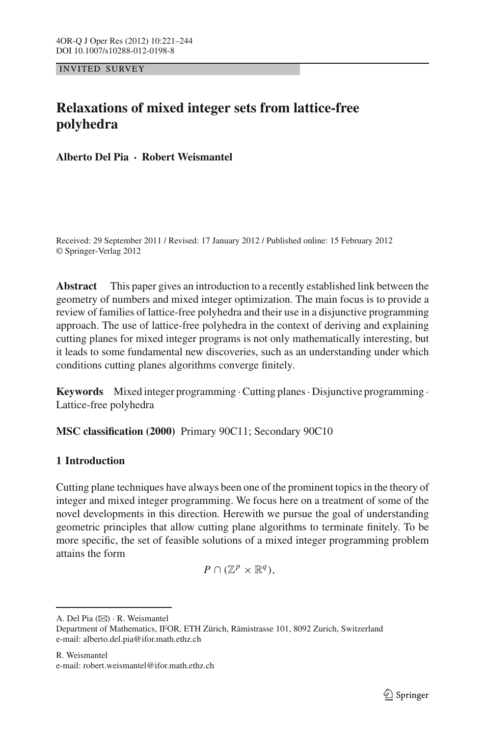INVITED SURVEY

# Relaxations of mixed integer sets from lattice-free polyhedra

**Alberto Del Pia · Robert Weismantel**

Received: 29 September 2011 / Revised: 17 January 2012 / Published online: 15 February 2012
© Springer-Verlag 2012

**Abstract** This paper gives an introduction to a recently established link between the geometry of numbers and mixed integer optimization. The main focus is to provide a review of families of lattice-free polyhedra and their use in a disjunctive programming approach. The use of lattice-free polyhedra in the context of deriving and explaining cutting planes for mixed integer programs is not only mathematically interesting, but it leads to some fundamental new discoveries, such as an understanding under which conditions cutting planes algorithms converge finitely.

**Keywords** Mixed integer programming · Cutting planes · Disjunctive programming · Lattice-free polyhedra

**MSC classification (2000)** Primary 90C11; Secondary 90C10

## 1 Introduction

Cutting plane techniques have always been one of the prominent topics in the theory of integer and mixed integer programming. We focus here on a treatment of some of the novel developments in this direction. Herewith we pursue the goal of understanding geometric principles that allow cutting plane algorithms to terminate finitely. To be more specific, the set of feasible solutions of a mixed integer programming problem attains the form

$$P \cap (\mathbb{Z}^p \times \mathbb{R}^q),$$

---

A. Del Pia (✉) · R. Weismantel
Department of Mathematics, IFOR, ETH Zürich, Rämistrasse 101, 8092 Zurich, Switzerland
e-mail: alberto.del.pia@ifor.math.ethz.ch

R. Weismantel
e-mail: robert.weismantel@ifor.math.ethz.ch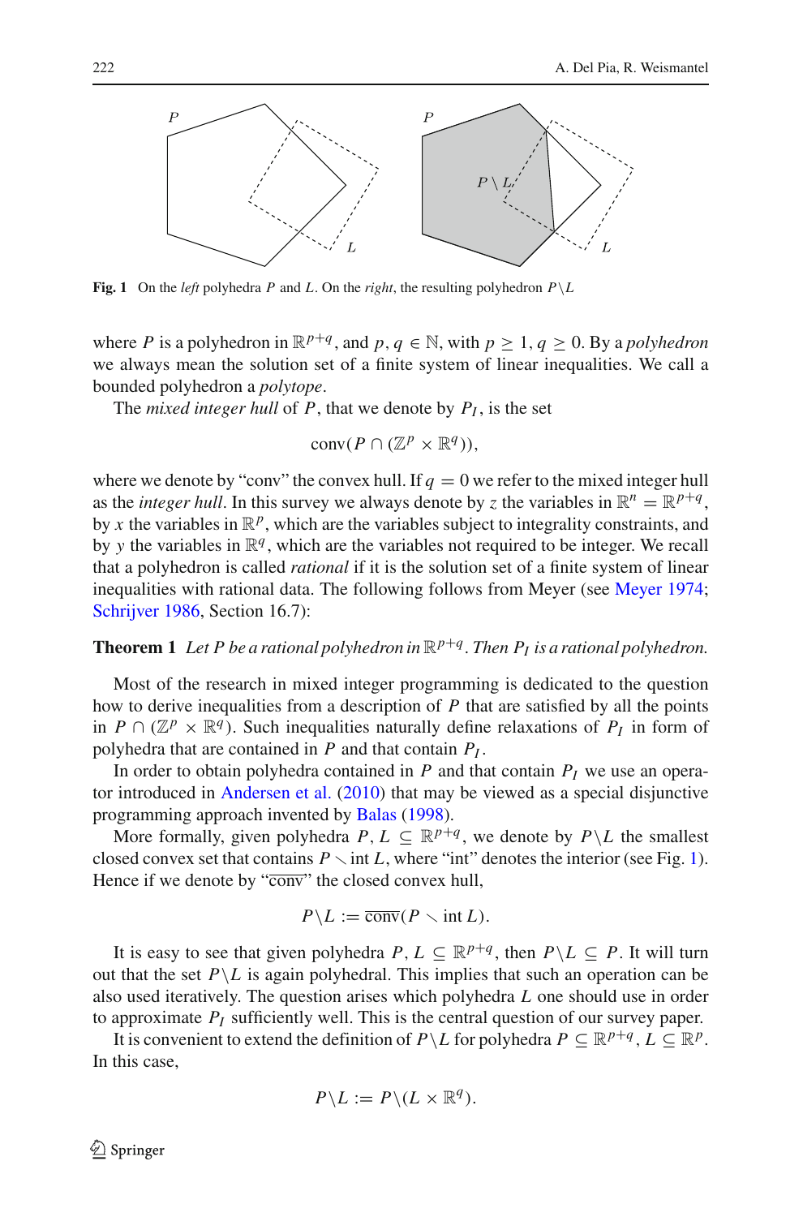Fig. 1 On the *left* polyhedra $P$ and $L$. On the *right*, the resulting polyhedron $P \backslash L$

where $P$ is a polyhedron in $\mathbb{R}^{p+q}$, and $p, q \in \mathbb{N}$, with $p \geq 1$, $q \geq 0$. By a *polyhedron* we always mean the solution set of a finite system of linear inequalities. We call a bounded polyhedron a *polytope*.

The *mixed integer hull* of $P$, that we denote by $P_I$, is the set

$$\operatorname{conv}(P \cap (\mathbb{Z}^p \times \mathbb{R}^q)),$$

where we denote by "conv" the convex hull. If $q = 0$ we refer to the mixed integer hull as the *integer hull*. In this survey we always denote by $z$ the variables in $\mathbb{R}^n = \mathbb{R}^{p+q}$, by $x$ the variables in $\mathbb{R}^p$, which are the variables subject to integrality constraints, and by $y$ the variables in $\mathbb{R}^q$, which are the variables not required to be integer. We recall that a polyhedron is called *rational* if it is the solution set of a finite system of linear inequalities with rational data. The following follows from Meyer (see Meyer 1974; Schrijver 1986, Section 16.7):

**Theorem 1** *Let $P$ be a rational polyhedron in $\mathbb{R}^{p+q}$. Then $P_I$ is a rational polyhedron.*

Most of the research in mixed integer programming is dedicated to the question how to derive inequalities from a description of $P$ that are satisfied by all the points in $P \cap (\mathbb{Z}^p \times \mathbb{R}^q)$. Such inequalities naturally define relaxations of $P_I$ in form of polyhedra that are contained in $P$ and that contain $P_I$.

In order to obtain polyhedra contained in $P$ and that contain $P_I$ we use an operator introduced in Andersen et al. (2010) that may be viewed as a special disjunctive programming approach invented by Balas (1998).

More formally, given polyhedra $P, L \subseteq \mathbb{R}^{p+q}$, we denote by $P \backslash L$ the smallest closed convex set that contains $P \setminus \operatorname{int} L$, where "int" denotes the interior (see Fig. 1). Hence if we denote by "$\overline{\operatorname{conv}}$" the closed convex hull,

$$P \backslash L := \overline{\operatorname{conv}}(P \setminus \operatorname{int} L).$$

It is easy to see that given polyhedra $P, L \subseteq \mathbb{R}^{p+q}$, then $P \backslash L \subseteq P$. It will turn out that the set $P \backslash L$ is again polyhedral. This implies that such an operation can be also used iteratively. The question arises which polyhedra $L$ one should use in order to approximate $P_I$ sufficiently well. This is the central question of our survey paper.

It is convenient to extend the definition of $P \backslash L$ for polyhedra $P \subseteq \mathbb{R}^{p+q}$, $L \subseteq \mathbb{R}^p$. In this case,

$$P \backslash L := P \backslash (L \times \mathbb{R}^q).$$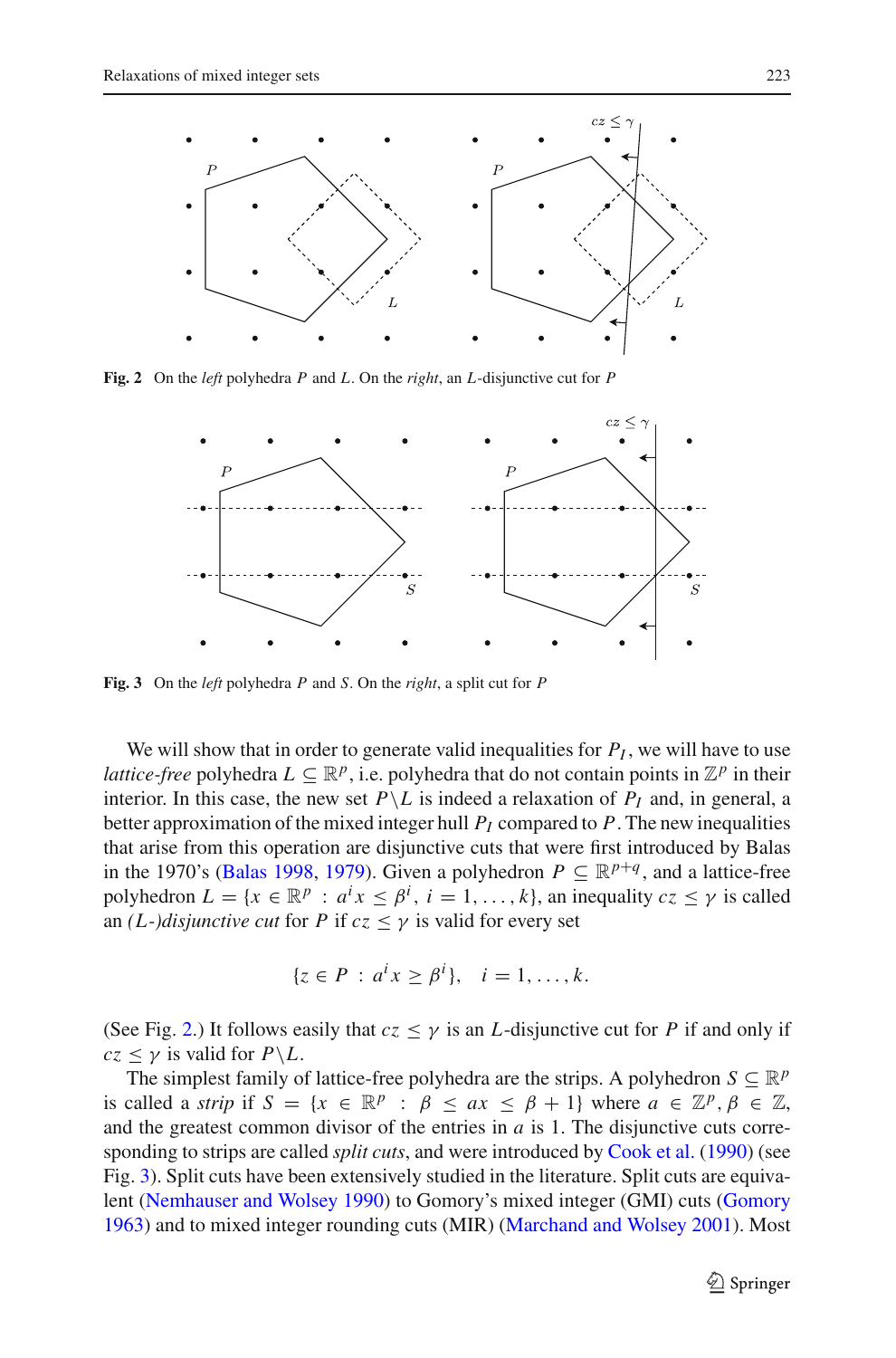Fig. 2 On the *left* polyhedra $P$ and $L$. On the *right*, an $L$-disjunctive cut for $P$

Fig. 3 On the *left* polyhedra $P$ and $S$. On the *right*, a split cut for $P$

We will show that in order to generate valid inequalities for $P_I$, we will have to use *lattice-free* polyhedra $L \subseteq \mathbb{R}^p$, i.e. polyhedra that do not contain points in $\mathbb{Z}^p$ in their interior. In this case, the new set $P \backslash L$ is indeed a relaxation of $P_I$ and, in general, a better approximation of the mixed integer hull $P_I$ compared to $P$. The new inequalities that arise from this operation are disjunctive cuts that were first introduced by Balas in the 1970's (Balas 1998, 1979). Given a polyhedron $P \subseteq \mathbb{R}^{p+q}$, and a lattice-free polyhedron $L = \{x \in \mathbb{R}^p : a^i x \leq \beta^i, \ i = 1, \ldots, k\}$, an inequality $cz \leq \gamma$ is called an *(L-)disjunctive cut* for $P$ if $cz \leq \gamma$ is valid for every set

$$\{z \in P \ : \ a^i x \geq \beta^i\}, \quad i = 1, \ldots, k.$$

(See Fig. 2.) It follows easily that $cz \leq \gamma$ is an $L$-disjunctive cut for $P$ if and only if $cz \leq \gamma$ is valid for $P \backslash L$.

The simplest family of lattice-free polyhedra are the strips. A polyhedron $S \subseteq \mathbb{R}^p$ is called a *strip* if $S = \{x \in \mathbb{R}^p \ : \ \beta \leq ax \leq \beta + 1\}$ where $a \in \mathbb{Z}^p, \beta \in \mathbb{Z}$, and the greatest common divisor of the entries in $a$ is 1. The disjunctive cuts corresponding to strips are called *split cuts*, and were introduced by Cook et al. (1990) (see Fig. 3). Split cuts have been extensively studied in the literature. Split cuts are equivalent (Nemhauser and Wolsey 1990) to Gomory's mixed integer (GMI) cuts (Gomory 1963) and to mixed integer rounding cuts (MIR) (Marchand and Wolsey 2001). Most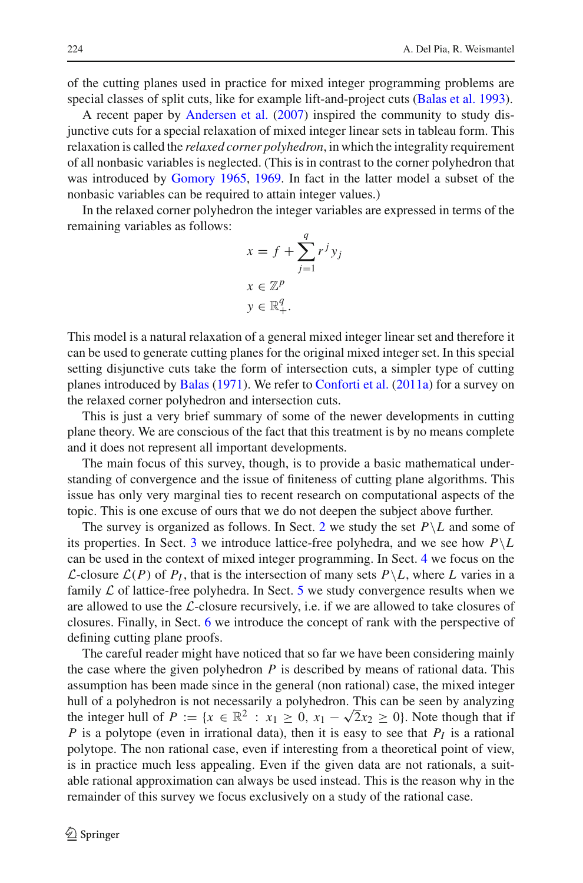of the cutting planes used in practice for mixed integer programming problems are special classes of split cuts, like for example lift-and-project cuts (Balas et al. 1993).

A recent paper by Andersen et al. (2007) inspired the community to study disjunctive cuts for a special relaxation of mixed integer linear sets in tableau form. This relaxation is called the *relaxed corner polyhedron*, in which the integrality requirement of all nonbasic variables is neglected. (This is in contrast to the corner polyhedron that was introduced by Gomory 1965, 1969. In fact in the latter model a subset of the nonbasic variables can be required to attain integer values.)

In the relaxed corner polyhedron the integer variables are expressed in terms of the remaining variables as follows:

$$
\begin{aligned}
& x = f + \sum_{j=1}^{q} r^j y_j \\
& x \in \mathbb{Z}^p \\
& y \in \mathbb{R}^q_+.
\end{aligned}
$$

This model is a natural relaxation of a general mixed integer linear set and therefore it can be used to generate cutting planes for the original mixed integer set. In this special setting disjunctive cuts take the form of intersection cuts, a simpler type of cutting planes introduced by Balas (1971). We refer to Conforti et al. (2011a) for a survey on the relaxed corner polyhedron and intersection cuts.

This is just a very brief summary of some of the newer developments in cutting plane theory. We are conscious of the fact that this treatment is by no means complete and it does not represent all important developments.

The main focus of this survey, though, is to provide a basic mathematical understanding of convergence and the issue of finiteness of cutting plane algorithms. This issue has only very marginal ties to recent research on computational aspects of the topic. This is one excuse of ours that we do not deepen the subject above further.

The survey is organized as follows. In Sect. 2 we study the set $P \setminus L$ and some of its properties. In Sect. 3 we introduce lattice-free polyhedra, and we see how $P \setminus L$ can be used in the context of mixed integer programming. In Sect. 4 we focus on the $\mathcal{L}$-closure $\mathcal{L}(P)$ of $P_I$, that is the intersection of many sets $P \setminus L$, where $L$ varies in a family $\mathcal{L}$ of lattice-free polyhedra. In Sect. 5 we study convergence results when we are allowed to use the $\mathcal{L}$-closure recursively, i.e. if we are allowed to take closures of closures. Finally, in Sect. 6 we introduce the concept of rank with the perspective of defining cutting plane proofs.

The careful reader might have noticed that so far we have been considering mainly the case where the given polyhedron $P$ is described by means of rational data. This assumption has been made since in the general (non rational) case, the mixed integer hull of a polyhedron is not necessarily a polyhedron. This can be seen by analyzing the integer hull of $P := \{x \in \mathbb{R}^2 \ : \ x_1 \geq 0, \ x_1 - \sqrt{2}x_2 \geq 0\}$. Note though that if $P$ is a polytope (even in irrational data), then it is easy to see that $P_I$ is a rational polytope. The non rational case, even if interesting from a theoretical point of view, is in practice much less appealing. Even if the given data are not rationals, a suitable rational approximation can always be used instead. This is the reason why in the remainder of this survey we focus exclusively on a study of the rational case.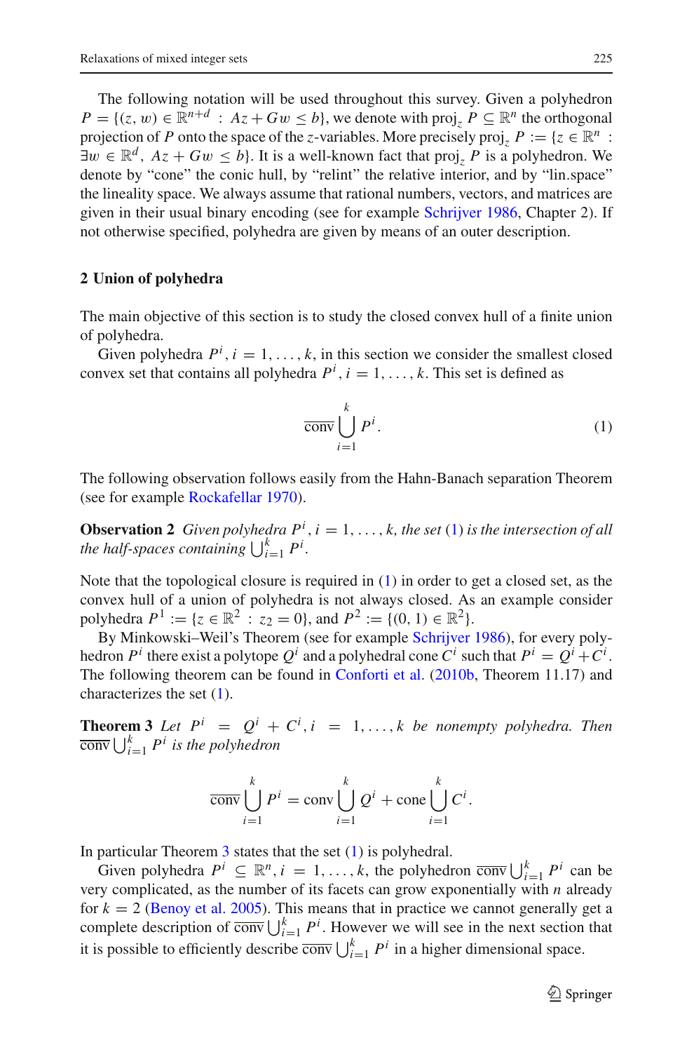The following notation will be used throughout this survey. Given a polyhedron $P = \{(z, w) \in \mathbb{R}^{n+d} : Az + Gw \le b\}$, we denote with $\text{proj}_z P \subseteq \mathbb{R}^n$ the orthogonal projection of $P$ onto the space of the $z$-variables. More precisely $\text{proj}_z P := \{z \in \mathbb{R}^n : \exists w \in \mathbb{R}^d,\ Az + Gw \le b\}$. It is a well-known fact that $\text{proj}_z P$ is a polyhedron. We denote by "cone" the conic hull, by "relint" the relative interior, and by "lin.space" the lineality space. We always assume that rational numbers, vectors, and matrices are given in their usual binary encoding (see for example Schrijver 1986, Chapter 2). If not otherwise specified, polyhedra are given by means of an outer description.

## 2 Union of polyhedra

The main objective of this section is to study the closed convex hull of a finite union of polyhedra.

Given polyhedra $P^i, i = 1, \ldots, k$, in this section we consider the smallest closed convex set that contains all polyhedra $P^i, i = 1, \ldots, k$. This set is defined as

$$\overline{\text{conv}} \bigcup_{i=1}^{k} P^i. \tag{1}$$

The following observation follows easily from the Hahn-Banach separation Theorem (see for example Rockafellar 1970).

**Observation 2** *Given polyhedra $P^i, i = 1, \ldots, k$, the set (1) is the intersection of all the half-spaces containing $\bigcup_{i=1}^{k} P^i$.*

Note that the topological closure is required in (1) in order to get a closed set, as the convex hull of a union of polyhedra is not always closed. As an example consider polyhedra $P^1 := \{z \in \mathbb{R}^2 : z_2 = 0\}$, and $P^2 := \{(0, 1) \in \mathbb{R}^2\}$.

By Minkowski–Weil's Theorem (see for example Schrijver 1986), for every polyhedron $P^i$ there exist a polytope $Q^i$ and a polyhedral cone $C^i$ such that $P^i = Q^i + C^i$. The following theorem can be found in Conforti et al. (2010b, Theorem 11.17) and characterizes the set (1).

**Theorem 3** *Let $P^i = Q^i + C^i, i = 1, \ldots, k$ be nonempty polyhedra. Then $\overline{\text{conv}} \bigcup_{i=1}^{k} P^i$ is the polyhedron*

$$\overline{\text{conv}} \bigcup_{i=1}^{k} P^i = \text{conv} \bigcup_{i=1}^{k} Q^i + \text{cone} \bigcup_{i=1}^{k} C^i.$$

In particular Theorem 3 states that the set (1) is polyhedral.

Given polyhedra $P^i \subseteq \mathbb{R}^n, i = 1, \ldots, k$, the polyhedron $\overline{\text{conv}} \bigcup_{i=1}^{k} P^i$ can be very complicated, as the number of its facets can grow exponentially with $n$ already for $k = 2$ (Benoy et al. 2005). This means that in practice we cannot generally get a complete description of $\overline{\text{conv}} \bigcup_{i=1}^{k} P^i$. However we will see in the next section that it is possible to efficiently describe $\overline{\text{conv}} \bigcup_{i=1}^{k} P^i$ in a higher dimensional space.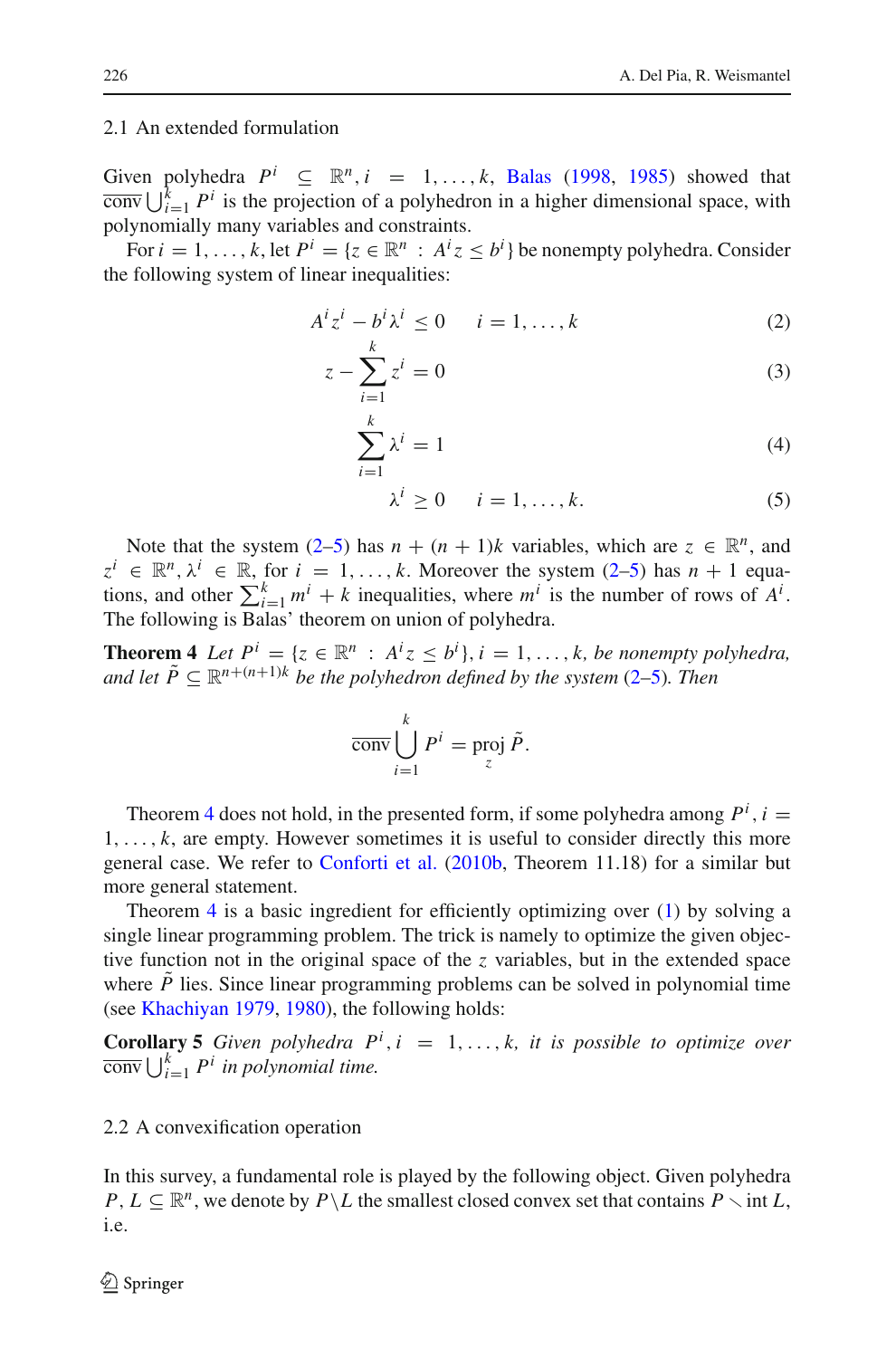### 2.1 An extended formulation

Given polyhedra $P^i \subseteq \mathbb{R}^n, i = 1, \ldots, k$, Balas (1998, 1985) showed that $\overline{\text{conv}} \bigcup_{i=1}^k P^i$ is the projection of a polyhedron in a higher dimensional space, with polynomially many variables and constraints.

For $i = 1, \ldots, k$, let $P^i = \{z \in \mathbb{R}^n : A^i z \le b^i\}$ be nonempty polyhedra. Consider the following system of linear inequalities:

$$A^i z^i - b^i \lambda^i \le 0 \qquad i = 1, \ldots, k \tag{2}$$

$$z - \sum_{i=1}^k z^i = 0 \tag{3}$$

$$\sum_{i=1}^k \lambda^i = 1 \tag{4}$$

$$\lambda^i \ge 0 \qquad i = 1, \ldots, k. \tag{5}$$

Note that the system (2–5) has $n + (n+1)k$ variables, which are $z \in \mathbb{R}^n$, and $z^i \in \mathbb{R}^n, \lambda^i \in \mathbb{R}$, for $i = 1, \ldots, k$. Moreover the system (2–5) has $n + 1$ equations, and other $\sum_{i=1}^k m^i + k$ inequalities, where $m^i$ is the number of rows of $A^i$. The following is Balas' theorem on union of polyhedra.

**Theorem 4** *Let $P^i = \{z \in \mathbb{R}^n : A^i z \le b^i\}, i = 1, \ldots, k$, be nonempty polyhedra, and let $\tilde{P} \subseteq \mathbb{R}^{n+(n+1)k}$ be the polyhedron defined by the system (2–5). Then*

$$\overline{\text{conv}} \bigcup_{i=1}^k P^i = \operatorname*{proj}_z \tilde{P}.$$

Theorem 4 does not hold, in the presented form, if some polyhedra among $P^i, i = 1, \ldots, k$, are empty. However sometimes it is useful to consider directly this more general case. We refer to Conforti et al. (2010b, Theorem 11.18) for a similar but more general statement.

Theorem 4 is a basic ingredient for efficiently optimizing over (1) by solving a single linear programming problem. The trick is namely to optimize the given objective function not in the original space of the $z$ variables, but in the extended space where $\tilde{P}$ lies. Since linear programming problems can be solved in polynomial time (see Khachiyan 1979, 1980), the following holds:

**Corollary 5** *Given polyhedra $P^i, i = 1, \ldots, k$, it is possible to optimize over $\overline{\text{conv}} \bigcup_{i=1}^k P^i$ in polynomial time.*

### 2.2 A convexification operation

In this survey, a fundamental role is played by the following object. Given polyhedra $P, L \subseteq \mathbb{R}^n$, we denote by $P \backslash L$ the smallest closed convex set that contains $P \setminus \text{int}\, L$, i.e.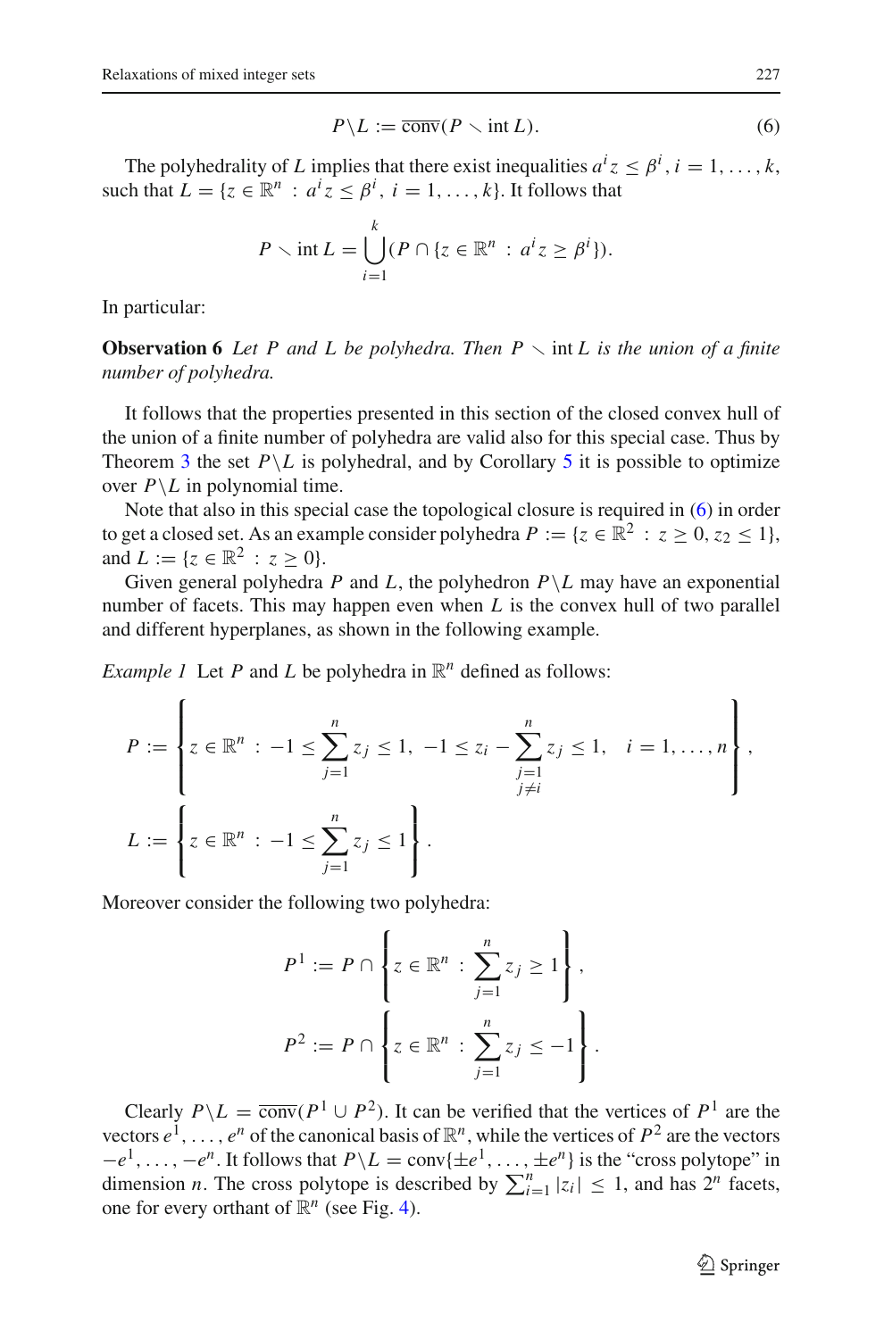$$P \backslash L := \overline{\text{conv}}(P \setminus \text{int } L). \tag{6}$$

The polyhedrality of $L$ implies that there exist inequalities $a^i z \leq \beta^i$, $i = 1, \ldots, k$, such that $L = \{z \in \mathbb{R}^n : a^i z \leq \beta^i, i = 1, \ldots, k\}$. It follows that

$$P \setminus \text{int } L = \bigcup_{i=1}^{k} (P \cap \{z \in \mathbb{R}^n : a^i z \geq \beta^i\}).$$

In particular:

**Observation 6** *Let $P$ and $L$ be polyhedra. Then $P \setminus \text{int } L$ is the union of a finite number of polyhedra.*

It follows that the properties presented in this section of the closed convex hull of the union of a finite number of polyhedra are valid also for this special case. Thus by Theorem 3 the set $P \backslash L$ is polyhedral, and by Corollary 5 it is possible to optimize over $P \backslash L$ in polynomial time.

Note that also in this special case the topological closure is required in (6) in order to get a closed set. As an example consider polyhedra $P := \{z \in \mathbb{R}^2 : z \geq 0, z_2 \leq 1\}$, and $L := \{z \in \mathbb{R}^2 : z \geq 0\}$.

Given general polyhedra $P$ and $L$, the polyhedron $P \backslash L$ may have an exponential number of facets. This may happen even when $L$ is the convex hull of two parallel and different hyperplanes, as shown in the following example.

*Example 1* Let $P$ and $L$ be polyhedra in $\mathbb{R}^n$ defined as follows:

$$P := \left\{ z \in \mathbb{R}^n : -1 \leq \sum_{j=1}^{n} z_j \leq 1, \ -1 \leq z_i - \sum_{\substack{j=1 \\ j \neq i}}^{n} z_j \leq 1, \quad i = 1, \ldots, n \right\},$$

$$L := \left\{ z \in \mathbb{R}^n : -1 \leq \sum_{j=1}^{n} z_j \leq 1 \right\}.$$

Moreover consider the following two polyhedra:

$$P^1 := P \cap \left\{ z \in \mathbb{R}^n : \sum_{j=1}^{n} z_j \geq 1 \right\},$$

$$P^2 := P \cap \left\{ z \in \mathbb{R}^n : \sum_{j=1}^{n} z_j \leq -1 \right\}.$$

Clearly $P \backslash L = \overline{\text{conv}}(P^1 \cup P^2)$. It can be verified that the vertices of $P^1$ are the vectors $e^1, \ldots, e^n$ of the canonical basis of $\mathbb{R}^n$, while the vertices of $P^2$ are the vectors $-e^1, \ldots, -e^n$. It follows that $P \backslash L = \text{conv}\{\pm e^1, \ldots, \pm e^n\}$ is the "cross polytope" in dimension $n$. The cross polytope is described by $\sum_{i=1}^{n} |z_i| \leq 1$, and has $2^n$ facets, one for every orthant of $\mathbb{R}^n$ (see Fig. 4).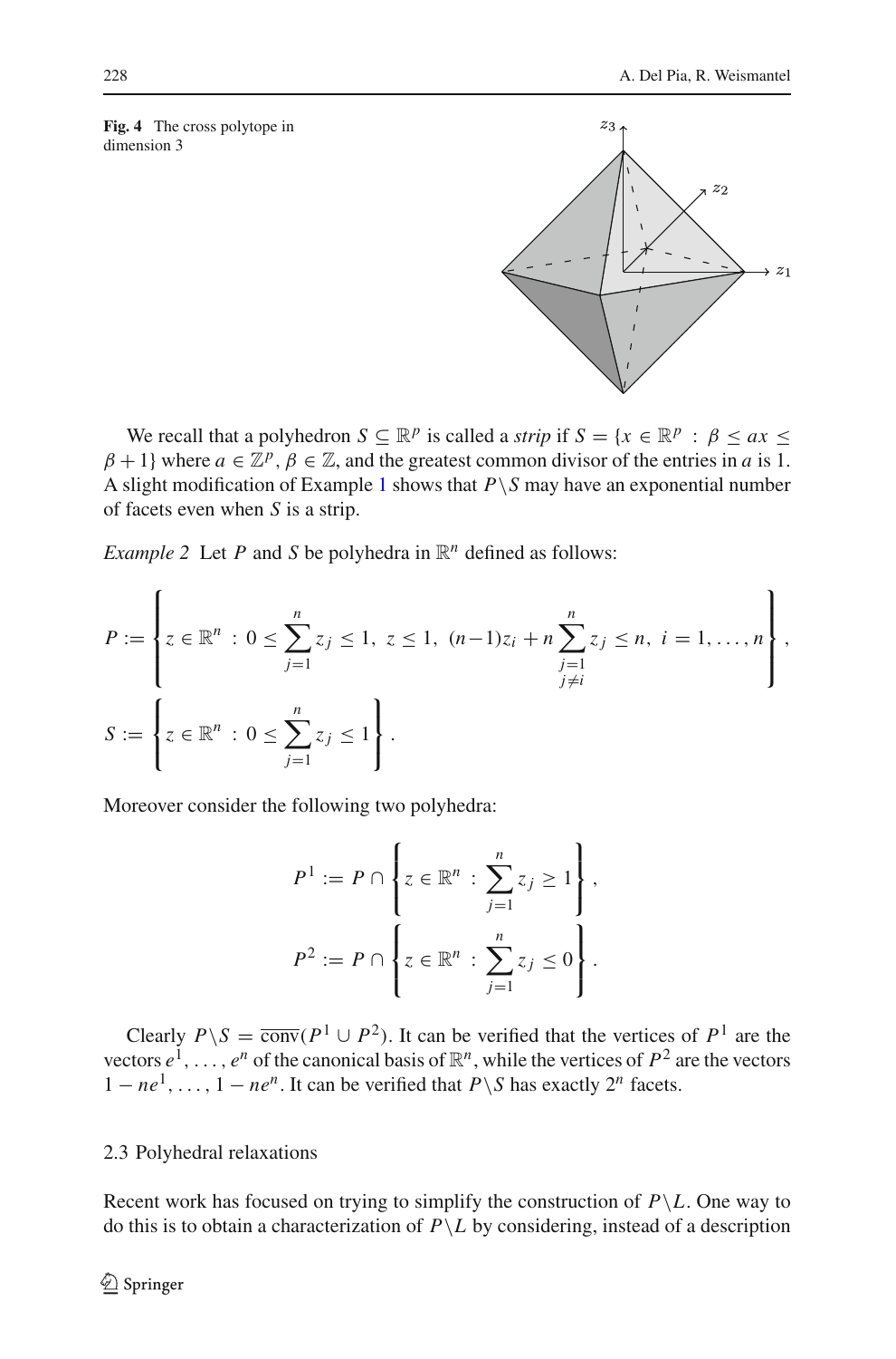**Fig. 4** The cross polytope in dimension 3

We recall that a polyhedron $S \subseteq \mathbb{R}^p$ is called a *strip* if $S = \{x \in \mathbb{R}^p : \beta \leq ax \leq \beta + 1\}$ where $a \in \mathbb{Z}^p$, $\beta \in \mathbb{Z}$, and the greatest common divisor of the entries in $a$ is 1. A slight modification of Example 1 shows that $P \setminus S$ may have an exponential number of facets even when $S$ is a strip.

*Example 2* Let $P$ and $S$ be polyhedra in $\mathbb{R}^n$ defined as follows:

$$P := \left\{ z \in \mathbb{R}^n : 0 \leq \sum_{j=1}^{n} z_j \leq 1,\ z \leq 1,\ (n-1)z_i + n \sum_{\substack{j=1 \\ j \neq i}}^{n} z_j \leq n,\ i = 1, \ldots, n \right\},$$

$$S := \left\{ z \in \mathbb{R}^n : 0 \leq \sum_{j=1}^{n} z_j \leq 1 \right\}.$$

Moreover consider the following two polyhedra:

$$P^1 := P \cap \left\{ z \in \mathbb{R}^n : \sum_{j=1}^{n} z_j \geq 1 \right\},$$

$$P^2 := P \cap \left\{ z \in \mathbb{R}^n : \sum_{j=1}^{n} z_j \leq 0 \right\}.$$

Clearly $P \setminus S = \overline{\operatorname{conv}}(P^1 \cup P^2)$. It can be verified that the vertices of $P^1$ are the vectors $e^1, \ldots, e^n$ of the canonical basis of $\mathbb{R}^n$, while the vertices of $P^2$ are the vectors $1 - ne^1, \ldots, 1 - ne^n$. It can be verified that $P \setminus S$ has exactly $2^n$ facets.

### 2.3 Polyhedral relaxations

Recent work has focused on trying to simplify the construction of $P \setminus L$. One way to do this is to obtain a characterization of $P \setminus L$ by considering, instead of a description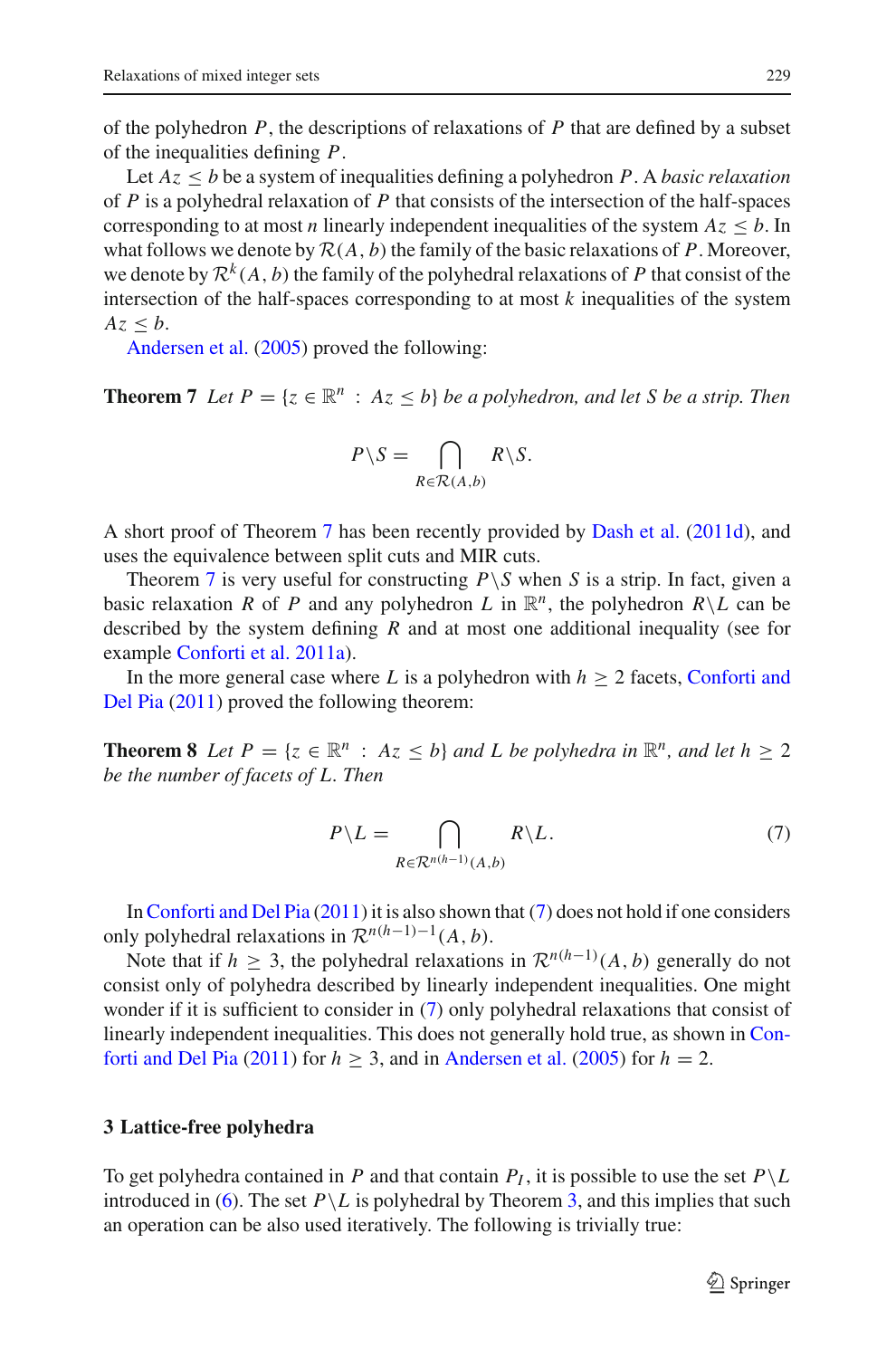of the polyhedron $P$, the descriptions of relaxations of $P$ that are defined by a subset of the inequalities defining $P$.

Let $Az \leq b$ be a system of inequalities defining a polyhedron $P$. A *basic relaxation* of $P$ is a polyhedral relaxation of $P$ that consists of the intersection of the half-spaces corresponding to at most $n$ linearly independent inequalities of the system $Az \leq b$. In what follows we denote by $\mathcal{R}(A, b)$ the family of the basic relaxations of $P$. Moreover, we denote by $\mathcal{R}^k(A, b)$ the family of the polyhedral relaxations of $P$ that consist of the intersection of the half-spaces corresponding to at most $k$ inequalities of the system $Az \leq b$.

Andersen et al. (2005) proved the following:

**Theorem 7** *Let $P = \{z \in \mathbb{R}^n : Az \leq b\}$ be a polyhedron, and let $S$ be a strip. Then*

$$P \backslash S = \bigcap_{R \in \mathcal{R}(A,b)} R \backslash S.$$

A short proof of Theorem 7 has been recently provided by Dash et al. (2011d), and uses the equivalence between split cuts and MIR cuts.

Theorem 7 is very useful for constructing $P \backslash S$ when $S$ is a strip. In fact, given a basic relaxation $R$ of $P$ and any polyhedron $L$ in $\mathbb{R}^n$, the polyhedron $R \backslash L$ can be described by the system defining $R$ and at most one additional inequality (see for example Conforti et al. 2011a).

In the more general case where $L$ is a polyhedron with $h \geq 2$ facets, Conforti and Del Pia (2011) proved the following theorem:

**Theorem 8** *Let $P = \{z \in \mathbb{R}^n : Az \leq b\}$ and $L$ be polyhedra in $\mathbb{R}^n$, and let $h \geq 2$ be the number of facets of $L$. Then*

$$P \backslash L = \bigcap_{R \in \mathcal{R}^{n(h-1)}(A,b)} R \backslash L. \tag{7}$$

In Conforti and Del Pia (2011) it is also shown that (7) does not hold if one considers only polyhedral relaxations in $\mathcal{R}^{n(h-1)-1}(A, b)$.

Note that if $h \geq 3$, the polyhedral relaxations in $\mathcal{R}^{n(h-1)}(A, b)$ generally do not consist only of polyhedra described by linearly independent inequalities. One might wonder if it is sufficient to consider in (7) only polyhedral relaxations that consist of linearly independent inequalities. This does not generally hold true, as shown in Conforti and Del Pia (2011) for $h \geq 3$, and in Andersen et al. (2005) for $h = 2$.

## 3 Lattice-free polyhedra

To get polyhedra contained in $P$ and that contain $P_I$, it is possible to use the set $P \backslash L$ introduced in (6). The set $P \backslash L$ is polyhedral by Theorem 3, and this implies that such an operation can be also used iteratively. The following is trivially true: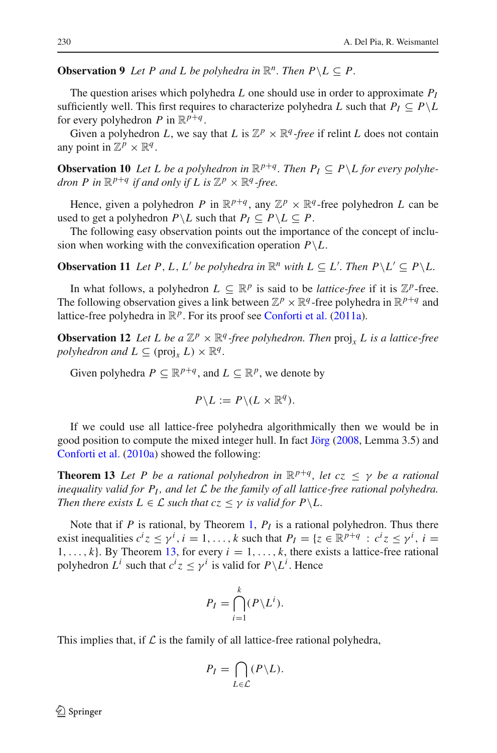**Observation 9** *Let $P$ and $L$ be polyhedra in $\mathbb{R}^n$. Then $P \backslash L \subseteq P$.*

The question arises which polyhedra $L$ one should use in order to approximate $P_I$ sufficiently well. This first requires to characterize polyhedra $L$ such that $P_I \subseteq P \backslash L$ for every polyhedron $P$ in $\mathbb{R}^{p+q}$.

Given a polyhedron $L$, we say that $L$ is $\mathbb{Z}^p \times \mathbb{R}^q$*-free* if relint $L$ does not contain any point in $\mathbb{Z}^p \times \mathbb{R}^q$.

**Observation 10** *Let $L$ be a polyhedron in $\mathbb{R}^{p+q}$. Then $P_I \subseteq P \backslash L$ for every polyhedron $P$ in $\mathbb{R}^{p+q}$ if and only if $L$ is $\mathbb{Z}^p \times \mathbb{R}^q$-free.*

Hence, given a polyhedron $P$ in $\mathbb{R}^{p+q}$, any $\mathbb{Z}^p \times \mathbb{R}^q$-free polyhedron $L$ can be used to get a polyhedron $P \backslash L$ such that $P_I \subseteq P \backslash L \subseteq P$.

The following easy observation points out the importance of the concept of inclusion when working with the convexification operation $P \backslash L$.

**Observation 11** *Let $P$, $L$, $L'$ be polyhedra in $\mathbb{R}^n$ with $L \subseteq L'$. Then $P \backslash L' \subseteq P \backslash L$.*

In what follows, a polyhedron $L \subseteq \mathbb{R}^p$ is said to be *lattice-free* if it is $\mathbb{Z}^p$-free. The following observation gives a link between $\mathbb{Z}^p \times \mathbb{R}^q$-free polyhedra in $\mathbb{R}^{p+q}$ and lattice-free polyhedra in $\mathbb{R}^p$. For its proof see Conforti et al. (2011a).

**Observation 12** *Let $L$ be a $\mathbb{Z}^p \times \mathbb{R}^q$-free polyhedron. Then $\text{proj}_x L$ is a lattice-free polyhedron and $L \subseteq (\text{proj}_x L) \times \mathbb{R}^q$.*

Given polyhedra $P \subseteq \mathbb{R}^{p+q}$, and $L \subseteq \mathbb{R}^p$, we denote by

$$P \backslash L := P \backslash (L \times \mathbb{R}^q).$$

If we could use all lattice-free polyhedra algorithmically then we would be in good position to compute the mixed integer hull. In fact Jörg (2008, Lemma 3.5) and Conforti et al. (2010a) showed the following:

**Theorem 13** *Let $P$ be a rational polyhedron in $\mathbb{R}^{p+q}$, let $cz \leq \gamma$ be a rational inequality valid for $P_I$, and let $\mathcal{L}$ be the family of all lattice-free rational polyhedra. Then there exists $L \in \mathcal{L}$ such that $cz \leq \gamma$ is valid for $P \backslash L$.*

Note that if $P$ is rational, by Theorem 1, $P_I$ is a rational polyhedron. Thus there exist inequalities $c^i z \leq \gamma^i$, $i = 1, \ldots, k$ such that $P_I = \{z \in \mathbb{R}^{p+q} : c^i z \leq \gamma^i,\ i = 1, \ldots, k\}$. By Theorem 13, for every $i = 1, \ldots, k$, there exists a lattice-free rational polyhedron $L^i$ such that $c^i z \leq \gamma^i$ is valid for $P \backslash L^i$. Hence

$$P_I = \bigcap_{i=1}^{k} (P \backslash L^i).$$

This implies that, if $\mathcal{L}$ is the family of all lattice-free rational polyhedra,

$$P_I = \bigcap_{L \in \mathcal{L}} (P \backslash L).$$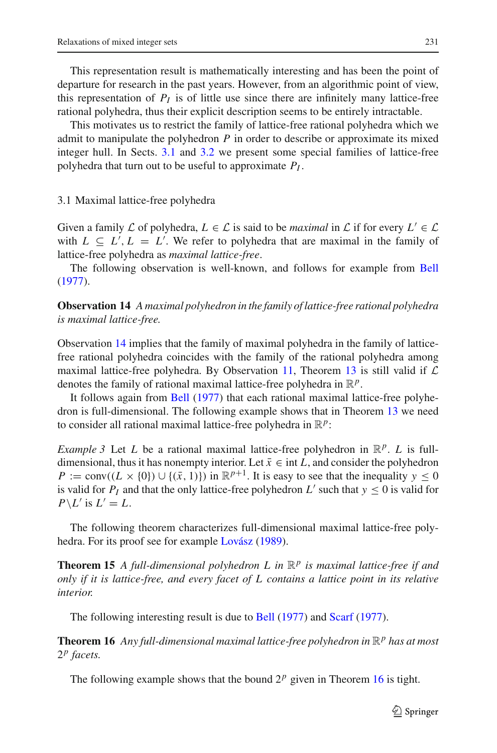This representation result is mathematically interesting and has been the point of departure for research in the past years. However, from an algorithmic point of view, this representation of $P_I$ is of little use since there are infinitely many lattice-free rational polyhedra, thus their explicit description seems to be entirely intractable.

This motivates us to restrict the family of lattice-free rational polyhedra which we admit to manipulate the polyhedron $P$ in order to describe or approximate its mixed integer hull. In Sects. 3.1 and 3.2 we present some special families of lattice-free polyhedra that turn out to be useful to approximate $P_I$.

### 3.1 Maximal lattice-free polyhedra

Given a family $\mathcal{L}$ of polyhedra, $L \in \mathcal{L}$ is said to be *maximal* in $\mathcal{L}$ if for every $L' \in \mathcal{L}$ with $L \subseteq L'$, $L = L'$. We refer to polyhedra that are maximal in the family of lattice-free polyhedra as *maximal lattice-free*.

The following observation is well-known, and follows for example from Bell (1977).

**Observation 14** *A maximal polyhedron in the family of lattice-free rational polyhedra is maximal lattice-free.*

Observation 14 implies that the family of maximal polyhedra in the family of lattice-free rational polyhedra coincides with the family of the rational polyhedra among maximal lattice-free polyhedra. By Observation 11, Theorem 13 is still valid if $\mathcal{L}$ denotes the family of rational maximal lattice-free polyhedra in $\mathbb{R}^p$.

It follows again from Bell (1977) that each rational maximal lattice-free polyhedron is full-dimensional. The following example shows that in Theorem 13 we need to consider all rational maximal lattice-free polyhedra in $\mathbb{R}^p$:

*Example 3* Let $L$ be a rational maximal lattice-free polyhedron in $\mathbb{R}^p$. $L$ is full-dimensional, thus it has nonempty interior. Let $\bar{x} \in \text{int}\, L$, and consider the polyhedron $P := \text{conv}((L \times \{0\}) \cup \{(\bar{x}, 1)\})$ in $\mathbb{R}^{p+1}$. It is easy to see that the inequality $y \leq 0$ is valid for $P_I$ and that the only lattice-free polyhedron $L'$ such that $y \leq 0$ is valid for $P \backslash L'$ is $L' = L$.

The following theorem characterizes full-dimensional maximal lattice-free polyhedra. For its proof see for example Lovász (1989).

**Theorem 15** *A full-dimensional polyhedron $L$ in $\mathbb{R}^p$ is maximal lattice-free if and only if it is lattice-free, and every facet of $L$ contains a lattice point in its relative interior.*

The following interesting result is due to Bell (1977) and Scarf (1977).

**Theorem 16** *Any full-dimensional maximal lattice-free polyhedron in $\mathbb{R}^p$ has at most $2^p$ facets.*

The following example shows that the bound $2^p$ given in Theorem 16 is tight.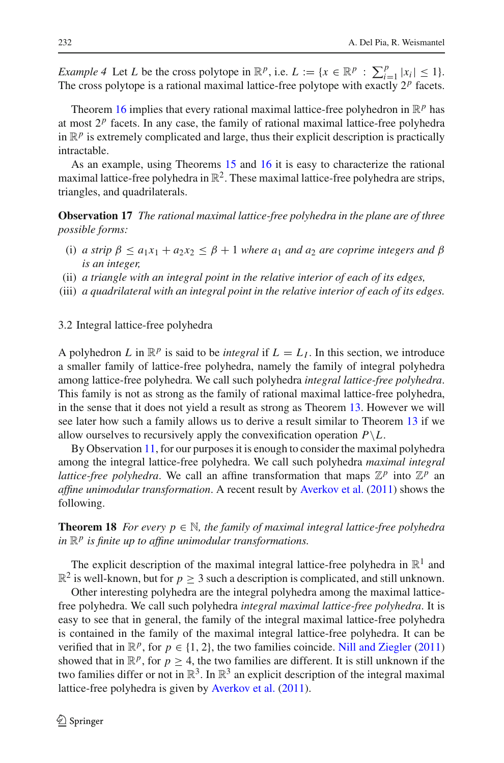*Example 4* Let $L$ be the cross polytope in $\mathbb{R}^p$, i.e. $L := \{x \in \mathbb{R}^p : \sum_{i=1}^p |x_i| \le 1\}$. The cross polytope is a rational maximal lattice-free polytope with exactly $2^p$ facets.

Theorem 16 implies that every rational maximal lattice-free polyhedron in $\mathbb{R}^p$ has at most $2^p$ facets. In any case, the family of rational maximal lattice-free polyhedra in $\mathbb{R}^p$ is extremely complicated and large, thus their explicit description is practically intractable.

As an example, using Theorems 15 and 16 it is easy to characterize the rational maximal lattice-free polyhedra in $\mathbb{R}^2$. These maximal lattice-free polyhedra are strips, triangles, and quadrilaterals.

**Observation 17** *The rational maximal lattice-free polyhedra in the plane are of three possible forms:*

(i) *a strip $\beta \le a_1x_1 + a_2x_2 \le \beta + 1$ where $a_1$ and $a_2$ are coprime integers and $\beta$ is an integer,*

(ii) *a triangle with an integral point in the relative interior of each of its edges,*

(iii) *a quadrilateral with an integral point in the relative interior of each of its edges.*

### 3.2 Integral lattice-free polyhedra

A polyhedron $L$ in $\mathbb{R}^p$ is said to be *integral* if $L = L_I$. In this section, we introduce a smaller family of lattice-free polyhedra, namely the family of integral polyhedra among lattice-free polyhedra. We call such polyhedra *integral lattice-free polyhedra*. This family is not as strong as the family of rational maximal lattice-free polyhedra, in the sense that it does not yield a result as strong as Theorem 13. However we will see later how such a family allows us to derive a result similar to Theorem 13 if we allow ourselves to recursively apply the convexification operation $P \setminus L$.

By Observation 11, for our purposes it is enough to consider the maximal polyhedra among the integral lattice-free polyhedra. We call such polyhedra *maximal integral lattice-free polyhedra*. We call an affine transformation that maps $\mathbb{Z}^p$ into $\mathbb{Z}^p$ an *affine unimodular transformation*. A recent result by Averkov et al. (2011) shows the following.

**Theorem 18** *For every $p \in \mathbb{N}$, the family of maximal integral lattice-free polyhedra in $\mathbb{R}^p$ is finite up to affine unimodular transformations.*

The explicit description of the maximal integral lattice-free polyhedra in $\mathbb{R}^1$ and $\mathbb{R}^2$ is well-known, but for $p \ge 3$ such a description is complicated, and still unknown.

Other interesting polyhedra are the integral polyhedra among the maximal lattice-free polyhedra. We call such polyhedra *integral maximal lattice-free polyhedra*. It is easy to see that in general, the family of the integral maximal lattice-free polyhedra is contained in the family of the maximal integral lattice-free polyhedra. It can be verified that in $\mathbb{R}^p$, for $p \in \{1, 2\}$, the two families coincide. Nill and Ziegler (2011) showed that in $\mathbb{R}^p$, for $p \ge 4$, the two families are different. It is still unknown if the two families differ or not in $\mathbb{R}^3$. In $\mathbb{R}^3$ an explicit description of the integral maximal lattice-free polyhedra is given by Averkov et al. (2011).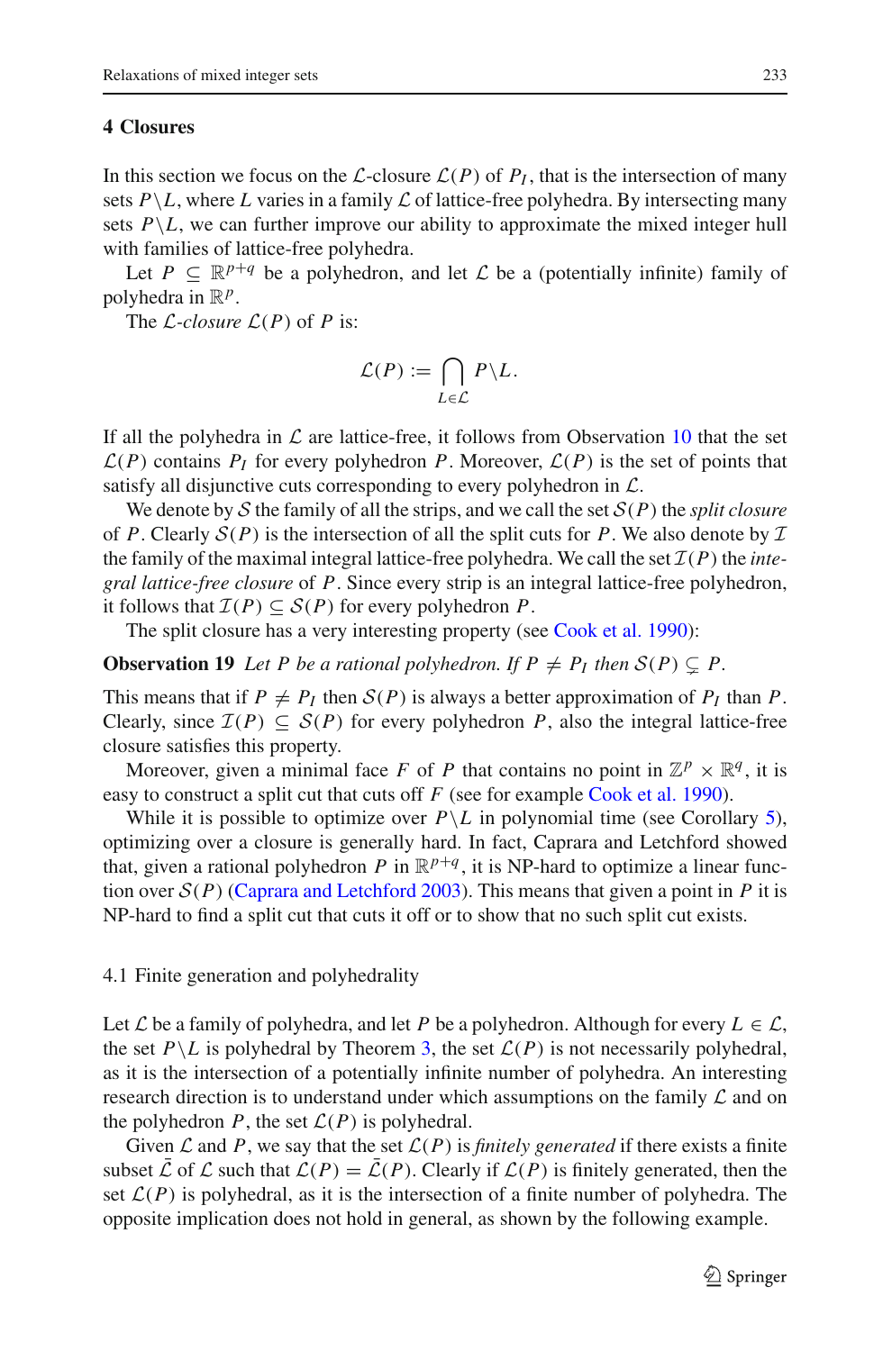## 4 Closures

In this section we focus on the $\mathcal{L}$-closure $\mathcal{L}(P)$ of $P_I$, that is the intersection of many sets $P \backslash L$, where $L$ varies in a family $\mathcal{L}$ of lattice-free polyhedra. By intersecting many sets $P \backslash L$, we can further improve our ability to approximate the mixed integer hull with families of lattice-free polyhedra.

Let $P \subseteq \mathbb{R}^{p+q}$ be a polyhedron, and let $\mathcal{L}$ be a (potentially infinite) family of polyhedra in $\mathbb{R}^p$.

The *$\mathcal{L}$-closure* $\mathcal{L}(P)$ of $P$ is:

$$\mathcal{L}(P) := \bigcap_{L \in \mathcal{L}} P \backslash L.$$

If all the polyhedra in $\mathcal{L}$ are lattice-free, it follows from Observation 10 that the set $\mathcal{L}(P)$ contains $P_I$ for every polyhedron $P$. Moreover, $\mathcal{L}(P)$ is the set of points that satisfy all disjunctive cuts corresponding to every polyhedron in $\mathcal{L}$.

We denote by $\mathcal{S}$ the family of all the strips, and we call the set $\mathcal{S}(P)$ the *split closure* of $P$. Clearly $\mathcal{S}(P)$ is the intersection of all the split cuts for $P$. We also denote by $\mathcal{I}$ the family of the maximal integral lattice-free polyhedra. We call the set $\mathcal{I}(P)$ the *integral lattice-free closure* of $P$. Since every strip is an integral lattice-free polyhedron, it follows that $\mathcal{I}(P) \subseteq \mathcal{S}(P)$ for every polyhedron $P$.

The split closure has a very interesting property (see Cook et al. 1990):

**Observation 19** *Let $P$ be a rational polyhedron. If $P \neq P_I$ then $\mathcal{S}(P) \subsetneq P$.*

This means that if $P \neq P_I$ then $\mathcal{S}(P)$ is always a better approximation of $P_I$ than $P$. Clearly, since $\mathcal{I}(P) \subseteq \mathcal{S}(P)$ for every polyhedron $P$, also the integral lattice-free closure satisfies this property.

Moreover, given a minimal face $F$ of $P$ that contains no point in $\mathbb{Z}^p \times \mathbb{R}^q$, it is easy to construct a split cut that cuts off $F$ (see for example Cook et al. 1990).

While it is possible to optimize over $P \backslash L$ in polynomial time (see Corollary 5), optimizing over a closure is generally hard. In fact, Caprara and Letchford showed that, given a rational polyhedron $P$ in $\mathbb{R}^{p+q}$, it is NP-hard to optimize a linear function over $\mathcal{S}(P)$ (Caprara and Letchford 2003). This means that given a point in $P$ it is NP-hard to find a split cut that cuts it off or to show that no such split cut exists.

### 4.1 Finite generation and polyhedrality

Let $\mathcal{L}$ be a family of polyhedra, and let $P$ be a polyhedron. Although for every $L \in \mathcal{L}$, the set $P \backslash L$ is polyhedral by Theorem 3, the set $\mathcal{L}(P)$ is not necessarily polyhedral, as it is the intersection of a potentially infinite number of polyhedra. An interesting research direction is to understand under which assumptions on the family $\mathcal{L}$ and on the polyhedron $P$, the set $\mathcal{L}(P)$ is polyhedral.

Given $\mathcal{L}$ and $P$, we say that the set $\mathcal{L}(P)$ is *finitely generated* if there exists a finite subset $\bar{\mathcal{L}}$ of $\mathcal{L}$ such that $\mathcal{L}(P) = \bar{\mathcal{L}}(P)$. Clearly if $\mathcal{L}(P)$ is finitely generated, then the set $\mathcal{L}(P)$ is polyhedral, as it is the intersection of a finite number of polyhedra. The opposite implication does not hold in general, as shown by the following example.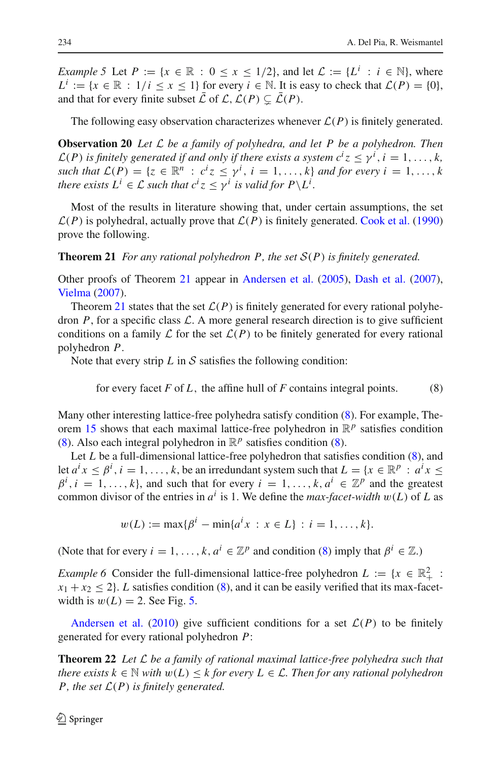*Example 5* Let $P := \{x \in \mathbb{R} : 0 \leq x \leq 1/2\}$, and let $\mathcal{L} := \{L^i : i \in \mathbb{N}\}$, where $L^i := \{x \in \mathbb{R} : 1/i \leq x \leq 1\}$ for every $i \in \mathbb{N}$. It is easy to check that $\mathcal{L}(P) = \{0\}$, and that for every finite subset $\bar{\mathcal{L}}$ of $\mathcal{L}$, $\mathcal{L}(P) \subsetneq \bar{\mathcal{L}}(P)$.

The following easy observation characterizes whenever $\mathcal{L}(P)$ is finitely generated.

**Observation 20** *Let $\mathcal{L}$ be a family of polyhedra, and let $P$ be a polyhedron. Then $\mathcal{L}(P)$ is finitely generated if and only if there exists a system $c^i z \leq \gamma^i$, $i = 1, \ldots, k$, such that $\mathcal{L}(P) = \{z \in \mathbb{R}^n : c^i z \leq \gamma^i,\ i = 1, \ldots, k\}$ and for every $i = 1, \ldots, k$ there exists $L^i \in \mathcal{L}$ such that $c^i z \leq \gamma^i$ is valid for $P \setminus L^i$.*

Most of the results in literature showing that, under certain assumptions, the set $\mathcal{L}(P)$ is polyhedral, actually prove that $\mathcal{L}(P)$ is finitely generated. Cook et al. (1990) prove the following.

**Theorem 21** *For any rational polyhedron $P$, the set $\mathcal{S}(P)$ is finitely generated.*

Other proofs of Theorem 21 appear in Andersen et al. (2005), Dash et al. (2007), Vielma (2007).

Theorem 21 states that the set $\mathcal{L}(P)$ is finitely generated for every rational polyhedron $P$, for a specific class $\mathcal{L}$. A more general research direction is to give sufficient conditions on a family $\mathcal{L}$ for the set $\mathcal{L}(P)$ to be finitely generated for every rational polyhedron $P$.

Note that every strip $L$ in $\mathcal{S}$ satisfies the following condition:

$$\text{for every facet } F \text{ of } L, \text{ the affine hull of } F \text{ contains integral points.} \tag{8}$$

Many other interesting lattice-free polyhedra satisfy condition (8). For example, Theorem 15 shows that each maximal lattice-free polyhedron in $\mathbb{R}^p$ satisfies condition (8). Also each integral polyhedron in $\mathbb{R}^p$ satisfies condition (8).

Let $L$ be a full-dimensional lattice-free polyhedron that satisfies condition (8), and let $a^i x \leq \beta^i$, $i = 1, \ldots, k$, be an irredundant system such that $L = \{x \in \mathbb{R}^p : a^i x \leq \beta^i,\ i = 1, \ldots, k\}$, and such that for every $i = 1, \ldots, k$, $a^i \in \mathbb{Z}^p$ and the greatest common divisor of the entries in $a^i$ is 1. We define the *max-facet-width* $w(L)$ of $L$ as

$$w(L) := \max\{\beta^i - \min\{a^i x : x \in L\} : i = 1, \ldots, k\}.$$

(Note that for every $i = 1, \ldots, k$, $a^i \in \mathbb{Z}^p$ and condition (8) imply that $\beta^i \in \mathbb{Z}$.)

*Example 6* Consider the full-dimensional lattice-free polyhedron $L := \{x \in \mathbb{R}^2_+ : x_1 + x_2 \leq 2\}$. $L$ satisfies condition (8), and it can be easily verified that its max-facet-width is $w(L) = 2$. See Fig. 5.

Andersen et al. (2010) give sufficient conditions for a set $\mathcal{L}(P)$ to be finitely generated for every rational polyhedron $P$:

**Theorem 22** *Let $\mathcal{L}$ be a family of rational maximal lattice-free polyhedra such that there exists $k \in \mathbb{N}$ with $w(L) \leq k$ for every $L \in \mathcal{L}$. Then for any rational polyhedron $P$, the set $\mathcal{L}(P)$ is finitely generated.*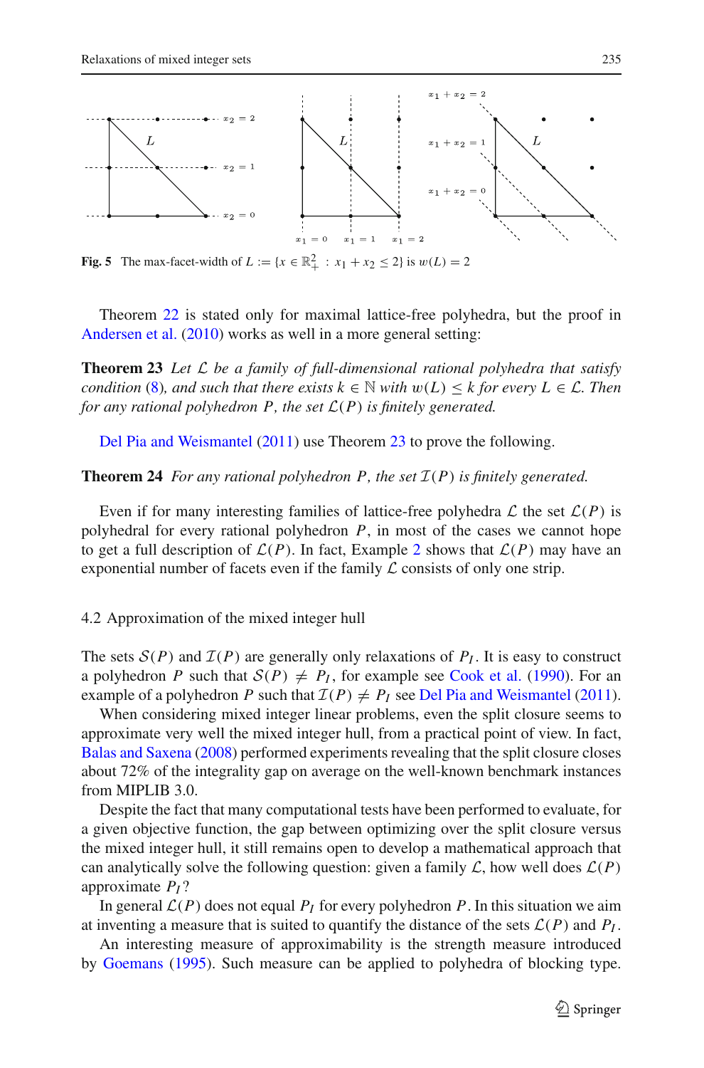**Fig. 5** The max-facet-width of $L := \{x \in \mathbb{R}^2_+ : x_1 + x_2 \leq 2\}$ is $w(L) = 2$

Theorem 22 is stated only for maximal lattice-free polyhedra, but the proof in Andersen et al. (2010) works as well in a more general setting:

**Theorem 23** *Let $\mathcal{L}$ be a family of full-dimensional rational polyhedra that satisfy condition (8), and such that there exists $k \in \mathbb{N}$ with $w(L) \leq k$ for every $L \in \mathcal{L}$. Then for any rational polyhedron $P$, the set $\mathcal{L}(P)$ is finitely generated.*

Del Pia and Weismantel (2011) use Theorem 23 to prove the following.

**Theorem 24** *For any rational polyhedron $P$, the set $\mathcal{I}(P)$ is finitely generated.*

Even if for many interesting families of lattice-free polyhedra $\mathcal{L}$ the set $\mathcal{L}(P)$ is polyhedral for every rational polyhedron $P$, in most of the cases we cannot hope to get a full description of $\mathcal{L}(P)$. In fact, Example 2 shows that $\mathcal{L}(P)$ may have an exponential number of facets even if the family $\mathcal{L}$ consists of only one strip.

### 4.2 Approximation of the mixed integer hull

The sets $\mathcal{S}(P)$ and $\mathcal{I}(P)$ are generally only relaxations of $P_I$. It is easy to construct a polyhedron $P$ such that $\mathcal{S}(P) \neq P_I$, for example see Cook et al. (1990). For an example of a polyhedron $P$ such that $\mathcal{I}(P) \neq P_I$ see Del Pia and Weismantel (2011).

When considering mixed integer linear problems, even the split closure seems to approximate very well the mixed integer hull, from a practical point of view. In fact, Balas and Saxena (2008) performed experiments revealing that the split closure closes about 72% of the integrality gap on average on the well-known benchmark instances from MIPLIB 3.0.

Despite the fact that many computational tests have been performed to evaluate, for a given objective function, the gap between optimizing over the split closure versus the mixed integer hull, it still remains open to develop a mathematical approach that can analytically solve the following question: given a family $\mathcal{L}$, how well does $\mathcal{L}(P)$ approximate $P_I$?

In general $\mathcal{L}(P)$ does not equal $P_I$ for every polyhedron $P$. In this situation we aim at inventing a measure that is suited to quantify the distance of the sets $\mathcal{L}(P)$ and $P_I$.

An interesting measure of approximability is the strength measure introduced by Goemans (1995). Such measure can be applied to polyhedra of blocking type.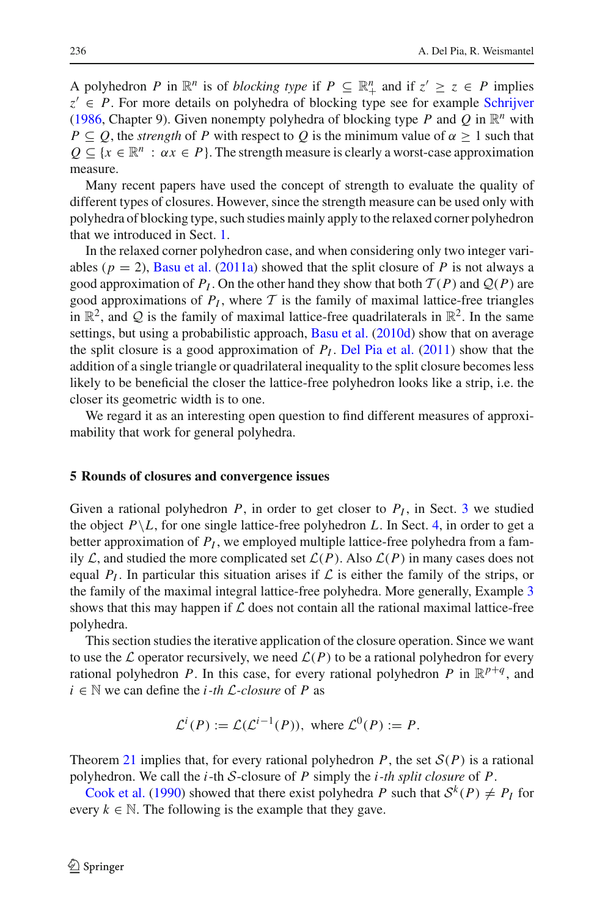A polyhedron $P$ in $\mathbb{R}^n$ is of *blocking type* if $P \subseteq \mathbb{R}^n_+$ and if $z' \geq z \in P$ implies $z' \in P$. For more details on polyhedra of blocking type see for example Schrijver (1986, Chapter 9). Given nonempty polyhedra of blocking type $P$ and $Q$ in $\mathbb{R}^n$ with $P \subseteq Q$, the *strength* of $P$ with respect to $Q$ is the minimum value of $\alpha \geq 1$ such that $Q \subseteq \{x \in \mathbb{R}^n : \alpha x \in P\}$. The strength measure is clearly a worst-case approximation measure.

Many recent papers have used the concept of strength to evaluate the quality of different types of closures. However, since the strength measure can be used only with polyhedra of blocking type, such studies mainly apply to the relaxed corner polyhedron that we introduced in Sect. 1.

In the relaxed corner polyhedron case, and when considering only two integer variables ($p = 2$), Basu et al. (2011a) showed that the split closure of $P$ is not always a good approximation of $P_I$. On the other hand they show that both $\mathcal{T}(P)$ and $\mathcal{Q}(P)$ are good approximations of $P_I$, where $\mathcal{T}$ is the family of maximal lattice-free triangles in $\mathbb{R}^2$, and $\mathcal{Q}$ is the family of maximal lattice-free quadrilaterals in $\mathbb{R}^2$. In the same settings, but using a probabilistic approach, Basu et al. (2010d) show that on average the split closure is a good approximation of $P_I$. Del Pia et al. (2011) show that the addition of a single triangle or quadrilateral inequality to the split closure becomes less likely to be beneficial the closer the lattice-free polyhedron looks like a strip, i.e. the closer its geometric width is to one.

We regard it as an interesting open question to find different measures of approximability that work for general polyhedra.

## 5 Rounds of closures and convergence issues

Given a rational polyhedron $P$, in order to get closer to $P_I$, in Sect. 3 we studied the object $P \setminus L$, for one single lattice-free polyhedron $L$. In Sect. 4, in order to get a better approximation of $P_I$, we employed multiple lattice-free polyhedra from a family $\mathcal{L}$, and studied the more complicated set $\mathcal{L}(P)$. Also $\mathcal{L}(P)$ in many cases does not equal $P_I$. In particular this situation arises if $\mathcal{L}$ is either the family of the strips, or the family of the maximal integral lattice-free polyhedra. More generally, Example 3 shows that this may happen if $\mathcal{L}$ does not contain all the rational maximal lattice-free polyhedra.

This section studies the iterative application of the closure operation. Since we want to use the $\mathcal{L}$ operator recursively, we need $\mathcal{L}(P)$ to be a rational polyhedron for every rational polyhedron $P$. In this case, for every rational polyhedron $P$ in $\mathbb{R}^{p+q}$, and $i \in \mathbb{N}$ we can define the *$i$-th $\mathcal{L}$-closure* of $P$ as

$$\mathcal{L}^i(P) := \mathcal{L}(\mathcal{L}^{i-1}(P)), \text{ where } \mathcal{L}^0(P) := P.$$

Theorem 21 implies that, for every rational polyhedron $P$, the set $\mathcal{S}(P)$ is a rational polyhedron. We call the $i$-th $\mathcal{S}$-closure of $P$ simply the *$i$-th split closure* of $P$.

Cook et al. (1990) showed that there exist polyhedra $P$ such that $\mathcal{S}^k(P) \neq P_I$ for every $k \in \mathbb{N}$. The following is the example that they gave.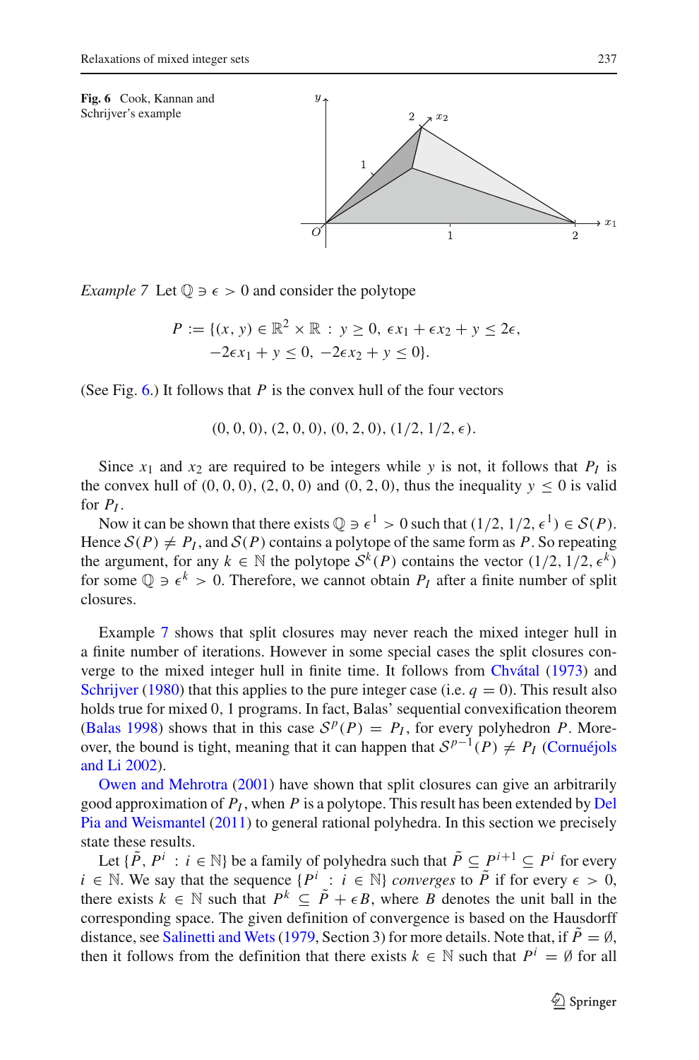**Fig. 6** Cook, Kannan and Schrijver's example

*Example 7* Let $\mathbb{Q} \ni \epsilon > 0$ and consider the polytope

$$P := \{(x, y) \in \mathbb{R}^2 \times \mathbb{R} \,:\, y \geq 0,\ \epsilon x_1 + \epsilon x_2 + y \leq 2\epsilon,$$
$$-2\epsilon x_1 + y \leq 0,\ -2\epsilon x_2 + y \leq 0\}.$$

(See Fig. 6.) It follows that $P$ is the convex hull of the four vectors

$$(0, 0, 0), (2, 0, 0), (0, 2, 0), (1/2, 1/2, \epsilon).$$

Since $x_1$ and $x_2$ are required to be integers while $y$ is not, it follows that $P_I$ is the convex hull of $(0, 0, 0)$, $(2, 0, 0)$ and $(0, 2, 0)$, thus the inequality $y \leq 0$ is valid for $P_I$.

Now it can be shown that there exists $\mathbb{Q} \ni \epsilon^1 > 0$ such that $(1/2, 1/2, \epsilon^1) \in \mathcal{S}(P)$. Hence $\mathcal{S}(P) \neq P_I$, and $\mathcal{S}(P)$ contains a polytope of the same form as $P$. So repeating the argument, for any $k \in \mathbb{N}$ the polytope $\mathcal{S}^k(P)$ contains the vector $(1/2, 1/2, \epsilon^k)$ for some $\mathbb{Q} \ni \epsilon^k > 0$. Therefore, we cannot obtain $P_I$ after a finite number of split closures.

Example 7 shows that split closures may never reach the mixed integer hull in a finite number of iterations. However in some special cases the split closures converge to the mixed integer hull in finite time. It follows from Chvátal (1973) and Schrijver (1980) that this applies to the pure integer case (i.e. $q = 0$). This result also holds true for mixed 0, 1 programs. In fact, Balas' sequential convexification theorem (Balas 1998) shows that in this case $\mathcal{S}^p(P) = P_I$, for every polyhedron $P$. Moreover, the bound is tight, meaning that it can happen that $\mathcal{S}^{p-1}(P) \neq P_I$ (Cornuéjols and Li 2002).

Owen and Mehrotra (2001) have shown that split closures can give an arbitrarily good approximation of $P_I$, when $P$ is a polytope. This result has been extended by Del Pia and Weismantel (2011) to general rational polyhedra. In this section we precisely state these results.

Let $\{\tilde{P}, P^i \,:\, i \in \mathbb{N}\}$ be a family of polyhedra such that $\tilde{P} \subseteq P^{i+1} \subseteq P^i$ for every $i \in \mathbb{N}$. We say that the sequence $\{P^i \,:\, i \in \mathbb{N}\}$ *converges* to $\tilde{P}$ if for every $\epsilon > 0$, there exists $k \in \mathbb{N}$ such that $P^k \subseteq \tilde{P} + \epsilon B$, where $B$ denotes the unit ball in the corresponding space. The given definition of convergence is based on the Hausdorff distance, see Salinetti and Wets (1979, Section 3) for more details. Note that, if $\tilde{P} = \emptyset$, then it follows from the definition that there exists $k \in \mathbb{N}$ such that $P^i = \emptyset$ for all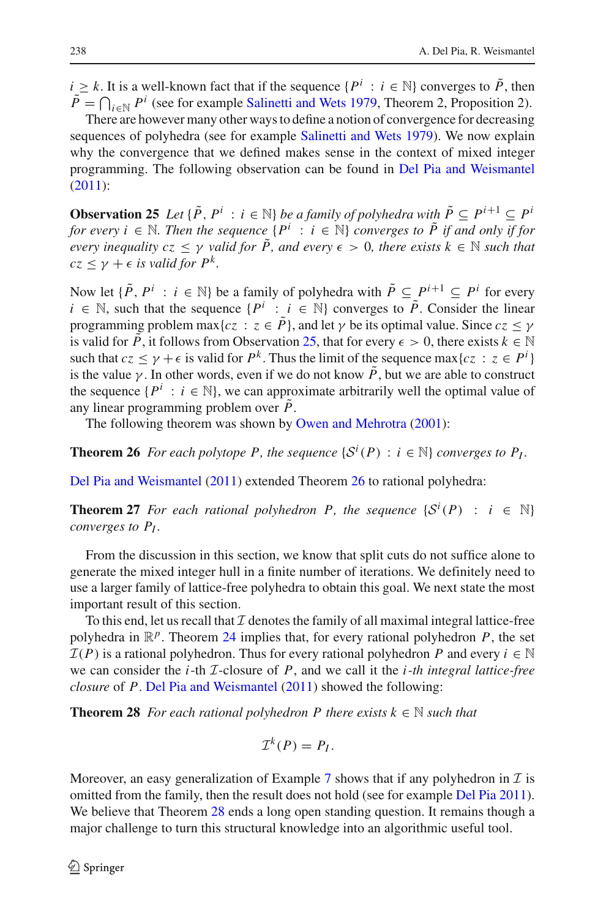$i \geq k$. It is a well-known fact that if the sequence $\{P^i : i \in \mathbb{N}\}$ converges to $\tilde{P}$, then $\tilde{P} = \bigcap_{i \in \mathbb{N}} P^i$ (see for example Salinetti and Wets 1979, Theorem 2, Proposition 2).

There are however many other ways to define a notion of convergence for decreasing sequences of polyhedra (see for example Salinetti and Wets 1979). We now explain why the convergence that we defined makes sense in the context of mixed integer programming. The following observation can be found in Del Pia and Weismantel (2011):

**Observation 25** *Let $\{\tilde{P}, P^i : i \in \mathbb{N}\}$ be a family of polyhedra with $\tilde{P} \subseteq P^{i+1} \subseteq P^i$ for every $i \in \mathbb{N}$. Then the sequence $\{P^i : i \in \mathbb{N}\}$ converges to $\tilde{P}$ if and only if for every inequality $cz \leq \gamma$ valid for $\tilde{P}$, and every $\epsilon > 0$, there exists $k \in \mathbb{N}$ such that $cz \leq \gamma + \epsilon$ is valid for $P^k$.*

Now let $\{\tilde{P}, P^i : i \in \mathbb{N}\}$ be a family of polyhedra with $\tilde{P} \subseteq P^{i+1} \subseteq P^i$ for every $i \in \mathbb{N}$, such that the sequence $\{P^i : i \in \mathbb{N}\}$ converges to $\tilde{P}$. Consider the linear programming problem $\max\{cz : z \in \tilde{P}\}$, and let $\gamma$ be its optimal value. Since $cz \leq \gamma$ is valid for $\tilde{P}$, it follows from Observation 25, that for every $\epsilon > 0$, there exists $k \in \mathbb{N}$ such that $cz \leq \gamma + \epsilon$ is valid for $P^k$. Thus the limit of the sequence $\max\{cz : z \in P^i\}$ is the value $\gamma$. In other words, even if we do not know $\tilde{P}$, but we are able to construct the sequence $\{P^i : i \in \mathbb{N}\}$, we can approximate arbitrarily well the optimal value of any linear programming problem over $\tilde{P}$.

The following theorem was shown by Owen and Mehrotra (2001):

**Theorem 26** *For each polytope $P$, the sequence $\{\mathcal{S}^i(P) : i \in \mathbb{N}\}$ converges to $P_I$.*

Del Pia and Weismantel (2011) extended Theorem 26 to rational polyhedra:

**Theorem 27** *For each rational polyhedron $P$, the sequence $\{\mathcal{S}^i(P) : i \in \mathbb{N}\}$ converges to $P_I$.*

From the discussion in this section, we know that split cuts do not suffice alone to generate the mixed integer hull in a finite number of iterations. We definitely need to use a larger family of lattice-free polyhedra to obtain this goal. We next state the most important result of this section.

To this end, let us recall that $\mathcal{I}$ denotes the family of all maximal integral lattice-free polyhedra in $\mathbb{R}^p$. Theorem 24 implies that, for every rational polyhedron $P$, the set $\mathcal{I}(P)$ is a rational polyhedron. Thus for every rational polyhedron $P$ and every $i \in \mathbb{N}$ we can consider the $i$-th $\mathcal{I}$-closure of $P$, and we call it the *$i$-th integral lattice-free closure* of $P$. Del Pia and Weismantel (2011) showed the following:

**Theorem 28** *For each rational polyhedron $P$ there exists $k \in \mathbb{N}$ such that*

$$\mathcal{I}^k(P) = P_I.$$

Moreover, an easy generalization of Example 7 shows that if any polyhedron in $\mathcal{I}$ is omitted from the family, then the result does not hold (see for example Del Pia 2011). We believe that Theorem 28 ends a long open standing question. It remains though a major challenge to turn this structural knowledge into an algorithmic useful tool.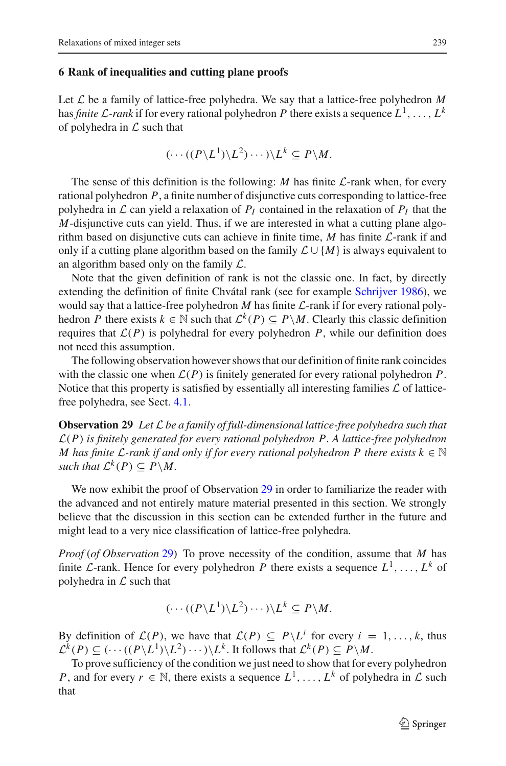## 6 Rank of inequalities and cutting plane proofs

Let $\mathcal{L}$ be a family of lattice-free polyhedra. We say that a lattice-free polyhedron $M$ has *finite $\mathcal{L}$-rank* if for every rational polyhedron $P$ there exists a sequence $L^1, \ldots, L^k$ of polyhedra in $\mathcal{L}$ such that

$$(\cdots((P \backslash L^1) \backslash L^2) \cdots) \backslash L^k \subseteq P \backslash M.$$

The sense of this definition is the following: $M$ has finite $\mathcal{L}$-rank when, for every rational polyhedron $P$, a finite number of disjunctive cuts corresponding to lattice-free polyhedra in $\mathcal{L}$ can yield a relaxation of $P_I$ contained in the relaxation of $P_I$ that the $M$-disjunctive cuts can yield. Thus, if we are interested in what a cutting plane algorithm based on disjunctive cuts can achieve in finite time, $M$ has finite $\mathcal{L}$-rank if and only if a cutting plane algorithm based on the family $\mathcal{L} \cup \{M\}$ is always equivalent to an algorithm based only on the family $\mathcal{L}$.

Note that the given definition of rank is not the classic one. In fact, by directly extending the definition of finite Chvátal rank (see for example Schrijver 1986), we would say that a lattice-free polyhedron $M$ has finite $\mathcal{L}$-rank if for every rational polyhedron $P$ there exists $k \in \mathbb{N}$ such that $\mathcal{L}^k(P) \subseteq P \backslash M$. Clearly this classic definition requires that $\mathcal{L}(P)$ is polyhedral for every polyhedron $P$, while our definition does not need this assumption.

The following observation however shows that our definition of finite rank coincides with the classic one when $\mathcal{L}(P)$ is finitely generated for every rational polyhedron $P$. Notice that this property is satisfied by essentially all interesting families $\mathcal{L}$ of lattice-free polyhedra, see Sect. 4.1.

**Observation 29** *Let $\mathcal{L}$ be a family of full-dimensional lattice-free polyhedra such that $\mathcal{L}(P)$ is finitely generated for every rational polyhedron $P$. A lattice-free polyhedron $M$ has finite $\mathcal{L}$-rank if and only if for every rational polyhedron $P$ there exists $k \in \mathbb{N}$ such that $\mathcal{L}^k(P) \subseteq P \backslash M$.*

We now exhibit the proof of Observation 29 in order to familiarize the reader with the advanced and not entirely mature material presented in this section. We strongly believe that the discussion in this section can be extended further in the future and might lead to a very nice classification of lattice-free polyhedra.

*Proof* (*of Observation* 29) To prove necessity of the condition, assume that $M$ has finite $\mathcal{L}$-rank. Hence for every polyhedron $P$ there exists a sequence $L^1, \ldots, L^k$ of polyhedra in $\mathcal{L}$ such that

$$(\cdots((P \backslash L^1) \backslash L^2) \cdots) \backslash L^k \subseteq P \backslash M.$$

By definition of $\mathcal{L}(P)$, we have that $\mathcal{L}(P) \subseteq P \backslash L^i$ for every $i = 1, \ldots, k$, thus $\mathcal{L}^k(P) \subseteq (\cdots((P \backslash L^1) \backslash L^2) \cdots) \backslash L^k$. It follows that $\mathcal{L}^k(P) \subseteq P \backslash M$.

To prove sufficiency of the condition we just need to show that for every polyhedron $P$, and for every $r \in \mathbb{N}$, there exists a sequence $L^1, \ldots, L^k$ of polyhedra in $\mathcal{L}$ such that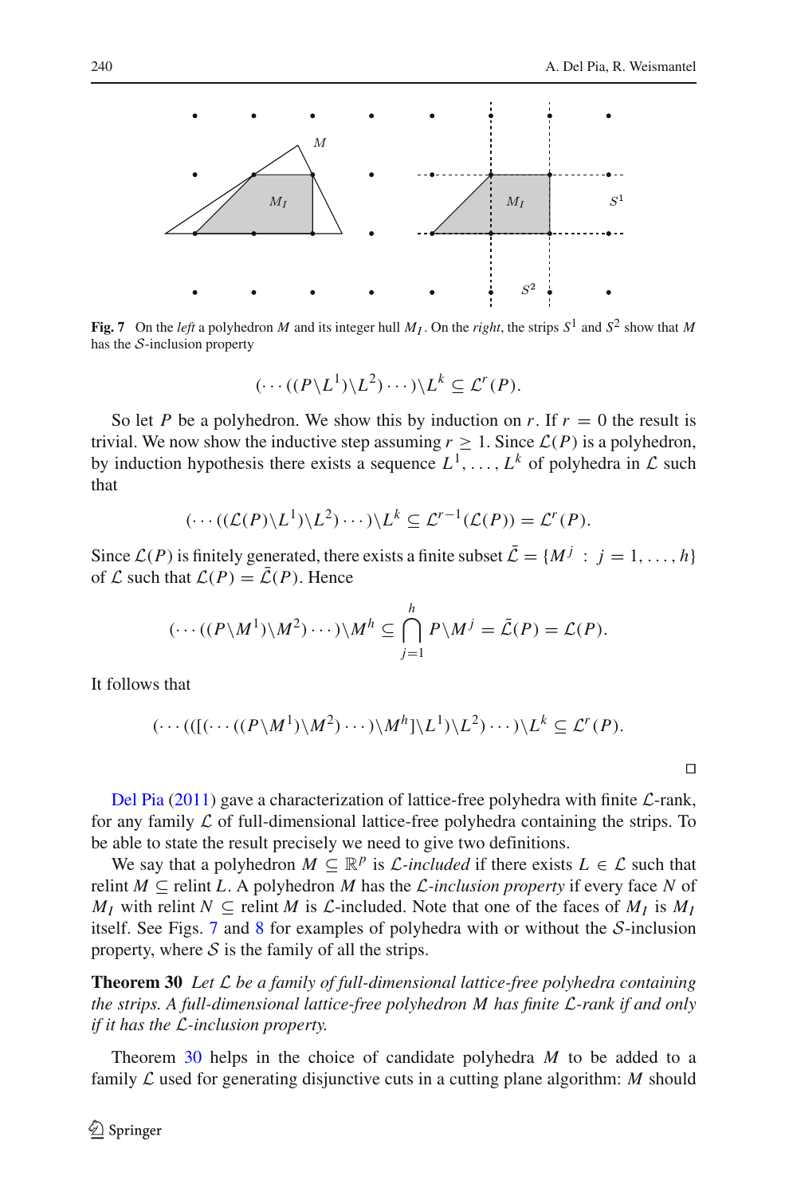**Fig. 7** On the *left* a polyhedron $M$ and its integer hull $M_I$. On the *right*, the strips $S^1$ and $S^2$ show that $M$ has the $\mathcal{S}$-inclusion property

$$(\cdots((P\backslash L^1)\backslash L^2)\cdots)\backslash L^k \subseteq \mathcal{L}^r(P).$$

So let $P$ be a polyhedron. We show this by induction on $r$. If $r = 0$ the result is trivial. We now show the inductive step assuming $r \geq 1$. Since $\mathcal{L}(P)$ is a polyhedron, by induction hypothesis there exists a sequence $L^1, \ldots, L^k$ of polyhedra in $\mathcal{L}$ such that

$$(\cdots((\mathcal{L}(P)\backslash L^1)\backslash L^2)\cdots)\backslash L^k \subseteq \mathcal{L}^{r-1}(\mathcal{L}(P)) = \mathcal{L}^r(P).$$

Since $\mathcal{L}(P)$ is finitely generated, there exists a finite subset $\bar{\mathcal{L}} = \{M^j \,:\, j = 1, \ldots, h\}$ of $\mathcal{L}$ such that $\mathcal{L}(P) = \bar{\mathcal{L}}(P)$. Hence

$$(\cdots((P\backslash M^1)\backslash M^2)\cdots)\backslash M^h \subseteq \bigcap_{j=1}^{h} P\backslash M^j = \bar{\mathcal{L}}(P) = \mathcal{L}(P).$$

It follows that

$$(\cdots(([(\cdots((P\backslash M^1)\backslash M^2)\cdots)\backslash M^h]\backslash L^1)\backslash L^2)\cdots)\backslash L^k \subseteq \mathcal{L}^r(P).$$

$\square$

Del Pia (2011) gave a characterization of lattice-free polyhedra with finite $\mathcal{L}$-rank, for any family $\mathcal{L}$ of full-dimensional lattice-free polyhedra containing the strips. To be able to state the result precisely we need to give two definitions.

We say that a polyhedron $M \subseteq \mathbb{R}^p$ is $\mathcal{L}$-*included* if there exists $L \in \mathcal{L}$ such that relint $M \subseteq$ relint $L$. A polyhedron $M$ has the $\mathcal{L}$-*inclusion property* if every face $N$ of $M_I$ with relint $N \subseteq$ relint $M$ is $\mathcal{L}$-included. Note that one of the faces of $M_I$ is $M_I$ itself. See Figs. 7 and 8 for examples of polyhedra with or without the $\mathcal{S}$-inclusion property, where $\mathcal{S}$ is the family of all the strips.

**Theorem 30** *Let $\mathcal{L}$ be a family of full-dimensional lattice-free polyhedra containing the strips. A full-dimensional lattice-free polyhedron $M$ has finite $\mathcal{L}$-rank if and only if it has the $\mathcal{L}$-inclusion property.*

Theorem 30 helps in the choice of candidate polyhedra $M$ to be added to a family $\mathcal{L}$ used for generating disjunctive cuts in a cutting plane algorithm: $M$ should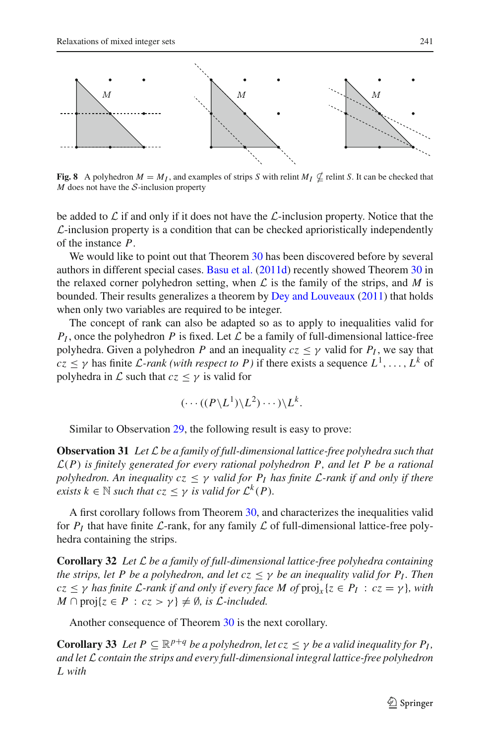**Fig. 8** A polyhedron $M = M_I$, and examples of strips $S$ with relint $M_I \nsubseteq$ relint $S$. It can be checked that $M$ does not have the $\mathcal{S}$-inclusion property

be added to $\mathcal{L}$ if and only if it does not have the $\mathcal{L}$-inclusion property. Notice that the $\mathcal{L}$-inclusion property is a condition that can be checked aprioristically independently of the instance $P$.

We would like to point out that Theorem 30 has been discovered before by several authors in different special cases. Basu et al. (2011d) recently showed Theorem 30 in the relaxed corner polyhedron setting, when $\mathcal{L}$ is the family of the strips, and $M$ is bounded. Their results generalizes a theorem by Dey and Louveaux (2011) that holds when only two variables are required to be integer.

The concept of rank can also be adapted so as to apply to inequalities valid for $P_I$, once the polyhedron $P$ is fixed. Let $\mathcal{L}$ be a family of full-dimensional lattice-free polyhedra. Given a polyhedron $P$ and an inequality $cz \leq \gamma$ valid for $P_I$, we say that $cz \leq \gamma$ has finite $\mathcal{L}$-*rank (with respect to* $P$*)* if there exists a sequence $L^1, \ldots, L^k$ of polyhedra in $\mathcal{L}$ such that $cz \leq \gamma$ is valid for

$$(\cdots((P \backslash L^1) \backslash L^2) \cdots) \backslash L^k.$$

Similar to Observation 29, the following result is easy to prove:

**Observation 31** *Let $\mathcal{L}$ be a family of full-dimensional lattice-free polyhedra such that $\mathcal{L}(P)$ is finitely generated for every rational polyhedron $P$, and let $P$ be a rational polyhedron. An inequality $cz \leq \gamma$ valid for $P_I$ has finite $\mathcal{L}$-rank if and only if there exists $k \in \mathbb{N}$ such that $cz \leq \gamma$ is valid for $\mathcal{L}^k(P)$.*

A first corollary follows from Theorem 30, and characterizes the inequalities valid for $P_I$ that have finite $\mathcal{L}$-rank, for any family $\mathcal{L}$ of full-dimensional lattice-free polyhedra containing the strips.

**Corollary 32** *Let $\mathcal{L}$ be a family of full-dimensional lattice-free polyhedra containing the strips, let $P$ be a polyhedron, and let $cz \leq \gamma$ be an inequality valid for $P_I$. Then $cz \leq \gamma$ has finite $\mathcal{L}$-rank if and only if every face $M$ of $\text{proj}_x\{z \in P_I : cz = \gamma\}$, with $M \cap \text{proj}\{z \in P : cz > \gamma\} \neq \emptyset$, is $\mathcal{L}$-included.*

Another consequence of Theorem 30 is the next corollary.

**Corollary 33** *Let $P \subseteq \mathbb{R}^{p+q}$ be a polyhedron, let $cz \leq \gamma$ be a valid inequality for $P_I$, and let $\mathcal{L}$ contain the strips and every full-dimensional integral lattice-free polyhedron $L$ with*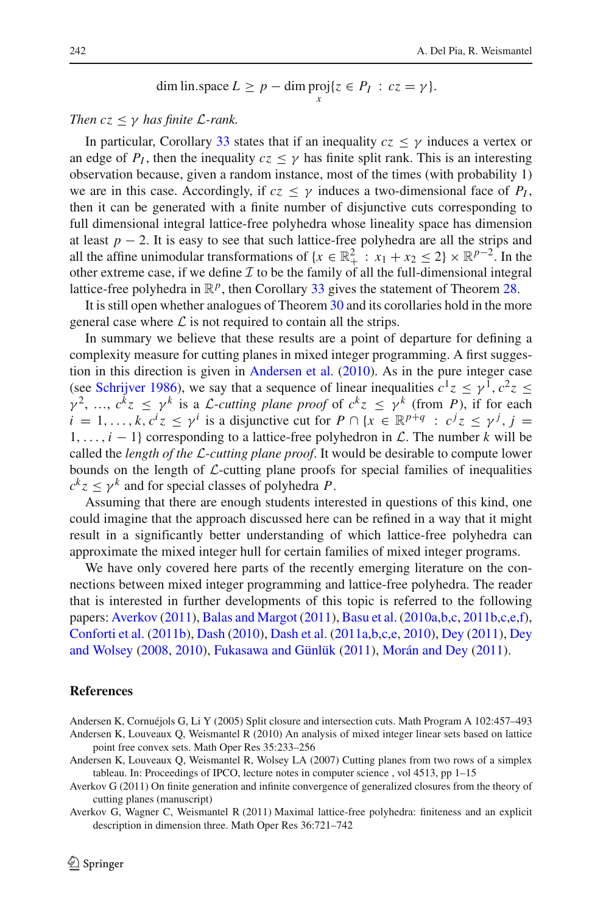$$\dim \text{lin.space}\, L \geq p - \dim \operatorname{proj}_x \{z \in P_I \ : \ cz = \gamma\}.$$

*Then $cz \leq \gamma$ has finite $\mathcal{L}$-rank.*

In particular, Corollary 33 states that if an inequality $cz \leq \gamma$ induces a vertex or an edge of $P_I$, then the inequality $cz \leq \gamma$ has finite split rank. This is an interesting observation because, given a random instance, most of the times (with probability 1) we are in this case. Accordingly, if $cz \leq \gamma$ induces a two-dimensional face of $P_I$, then it can be generated with a finite number of disjunctive cuts corresponding to full dimensional integral lattice-free polyhedra whose lineality space has dimension at least $p - 2$. It is easy to see that such lattice-free polyhedra are all the strips and all the affine unimodular transformations of $\{x \in \mathbb{R}^2_+ \ : \ x_1 + x_2 \leq 2\} \times \mathbb{R}^{p-2}$. In the other extreme case, if we define $\mathcal{I}$ to be the family of all the full-dimensional integral lattice-free polyhedra in $\mathbb{R}^p$, then Corollary 33 gives the statement of Theorem 28.

It is still open whether analogues of Theorem 30 and its corollaries hold in the more general case where $\mathcal{L}$ is not required to contain all the strips.

In summary we believe that these results are a point of departure for defining a complexity measure for cutting planes in mixed integer programming. A first suggestion in this direction is given in Andersen et al. (2010). As in the pure integer case (see Schrijver 1986), we say that a sequence of linear inequalities $c^1 z \leq \gamma^1, c^2 z \leq \gamma^2, \ldots, c^k z \leq \gamma^k$ is a *$\mathcal{L}$-cutting plane proof* of $c^k z \leq \gamma^k$ (from $P$), if for each $i = 1, \ldots, k$, $c^i z \leq \gamma^i$ is a disjunctive cut for $P \cap \{x \in \mathbb{R}^{p+q} \ : \ c^j z \leq \gamma^j, j = 1, \ldots, i-1\}$ corresponding to a lattice-free polyhedron in $\mathcal{L}$. The number $k$ will be called the *length of the $\mathcal{L}$-cutting plane proof*. It would be desirable to compute lower bounds on the length of $\mathcal{L}$-cutting plane proofs for special families of inequalities $c^k z \leq \gamma^k$ and for special classes of polyhedra $P$.

Assuming that there are enough students interested in questions of this kind, one could imagine that the approach discussed here can be refined in a way that it might result in a significantly better understanding of which lattice-free polyhedra can approximate the mixed integer hull for certain families of mixed integer programs.

We have only covered here parts of the recently emerging literature on the connections between mixed integer programming and lattice-free polyhedra. The reader that is interested in further developments of this topic is referred to the following papers: Averkov (2011), Balas and Margot (2011), Basu et al. (2010a,b,c, 2011b,c,e,f), Conforti et al. (2011b), Dash (2010), Dash et al. (2011a,b,c,e, 2010), Dey (2011), Dey and Wolsey (2008, 2010), Fukasawa and Günlük (2011), Morán and Dey (2011).

## References

Andersen K, Cornuéjols G, Li Y (2005) Split closure and intersection cuts. Math Program A 102:457–493

Andersen K, Louveaux Q, Weismantel R (2010) An analysis of mixed integer linear sets based on lattice point free convex sets. Math Oper Res 35:233–256

Andersen K, Louveaux Q, Weismantel R, Wolsey LA (2007) Cutting planes from two rows of a simplex tableau. In: Proceedings of IPCO, lecture notes in computer science , vol 4513, pp 1–15

Averkov G (2011) On finite generation and infinite convergence of generalized closures from the theory of cutting planes (manuscript)

Averkov G, Wagner C, Weismantel R (2011) Maximal lattice-free polyhedra: finiteness and an explicit description in dimension three. Math Oper Res 36:721–742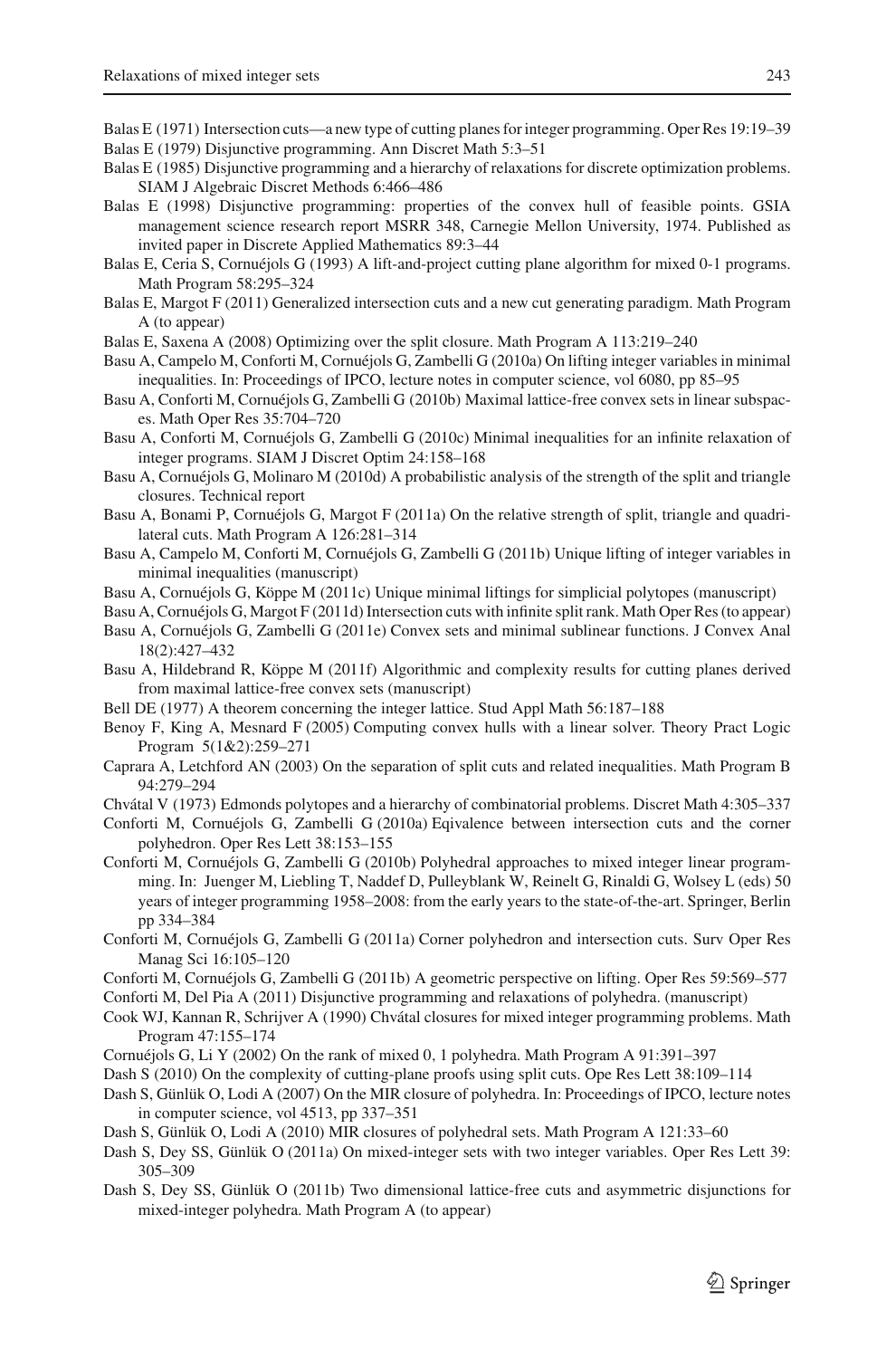Balas E (1971) Intersection cuts—a new type of cutting planes for integer programming. Oper Res 19:19–39

Balas E (1979) Disjunctive programming. Ann Discret Math 5:3–51

Balas E (1985) Disjunctive programming and a hierarchy of relaxations for discrete optimization problems. SIAM J Algebraic Discret Methods 6:466–486

Balas E (1998) Disjunctive programming: properties of the convex hull of feasible points. GSIA management science research report MSRR 348, Carnegie Mellon University, 1974. Published as invited paper in Discrete Applied Mathematics 89:3–44

Balas E, Ceria S, Cornuéjols G (1993) A lift-and-project cutting plane algorithm for mixed 0-1 programs. Math Program 58:295–324

Balas E, Margot F (2011) Generalized intersection cuts and a new cut generating paradigm. Math Program A (to appear)

Balas E, Saxena A (2008) Optimizing over the split closure. Math Program A 113:219–240

Basu A, Campelo M, Conforti M, Cornuéjols G, Zambelli G (2010a) On lifting integer variables in minimal inequalities. In: Proceedings of IPCO, lecture notes in computer science, vol 6080, pp 85–95

Basu A, Conforti M, Cornuéjols G, Zambelli G (2010b) Maximal lattice-free convex sets in linear subspaces. Math Oper Res 35:704–720

Basu A, Conforti M, Cornuéjols G, Zambelli G (2010c) Minimal inequalities for an infinite relaxation of integer programs. SIAM J Discret Optim 24:158–168

Basu A, Cornuéjols G, Molinaro M (2010d) A probabilistic analysis of the strength of the split and triangle closures. Technical report

Basu A, Bonami P, Cornuéjols G, Margot F (2011a) On the relative strength of split, triangle and quadrilateral cuts. Math Program A 126:281–314

Basu A, Campelo M, Conforti M, Cornuéjols G, Zambelli G (2011b) Unique lifting of integer variables in minimal inequalities (manuscript)

Basu A, Cornuéjols G, Köppe M (2011c) Unique minimal liftings for simplicial polytopes (manuscript)

Basu A, Cornuéjols G, Margot F (2011d) Intersection cuts with infinite split rank. Math Oper Res (to appear)

Basu A, Cornuéjols G, Zambelli G (2011e) Convex sets and minimal sublinear functions. J Convex Anal 18(2):427–432

Basu A, Hildebrand R, Köppe M (2011f) Algorithmic and complexity results for cutting planes derived from maximal lattice-free convex sets (manuscript)

Bell DE (1977) A theorem concerning the integer lattice. Stud Appl Math 56:187–188

Benoy F, King A, Mesnard F (2005) Computing convex hulls with a linear solver. Theory Pract Logic Program 5(1&2):259–271

Caprara A, Letchford AN (2003) On the separation of split cuts and related inequalities. Math Program B 94:279–294

Chvátal V (1973) Edmonds polytopes and a hierarchy of combinatorial problems. Discret Math 4:305–337

Conforti M, Cornuéjols G, Zambelli G (2010a) Eqivalence between intersection cuts and the corner polyhedron. Oper Res Lett 38:153–155

Conforti M, Cornuéjols G, Zambelli G (2010b) Polyhedral approaches to mixed integer linear programming. In: Juenger M, Liebling T, Naddef D, Pulleyblank W, Reinelt G, Rinaldi G, Wolsey L (eds) 50 years of integer programming 1958–2008: from the early years to the state-of-the-art. Springer, Berlin pp 334–384

Conforti M, Cornuéjols G, Zambelli G (2011a) Corner polyhedron and intersection cuts. Surv Oper Res Manag Sci 16:105–120

Conforti M, Cornuéjols G, Zambelli G (2011b) A geometric perspective on lifting. Oper Res 59:569–577

Conforti M, Del Pia A (2011) Disjunctive programming and relaxations of polyhedra. (manuscript)

Cook WJ, Kannan R, Schrijver A (1990) Chvátal closures for mixed integer programming problems. Math Program 47:155–174

Cornuéjols G, Li Y (2002) On the rank of mixed 0, 1 polyhedra. Math Program A 91:391–397

Dash S (2010) On the complexity of cutting-plane proofs using split cuts. Ope Res Lett 38:109–114

Dash S, Günlük O, Lodi A (2007) On the MIR closure of polyhedra. In: Proceedings of IPCO, lecture notes in computer science, vol 4513, pp 337–351

Dash S, Günlük O, Lodi A (2010) MIR closures of polyhedral sets. Math Program A 121:33–60

Dash S, Dey SS, Günlük O (2011a) On mixed-integer sets with two integer variables. Oper Res Lett 39: 305–309

Dash S, Dey SS, Günlük O (2011b) Two dimensional lattice-free cuts and asymmetric disjunctions for mixed-integer polyhedra. Math Program A (to appear)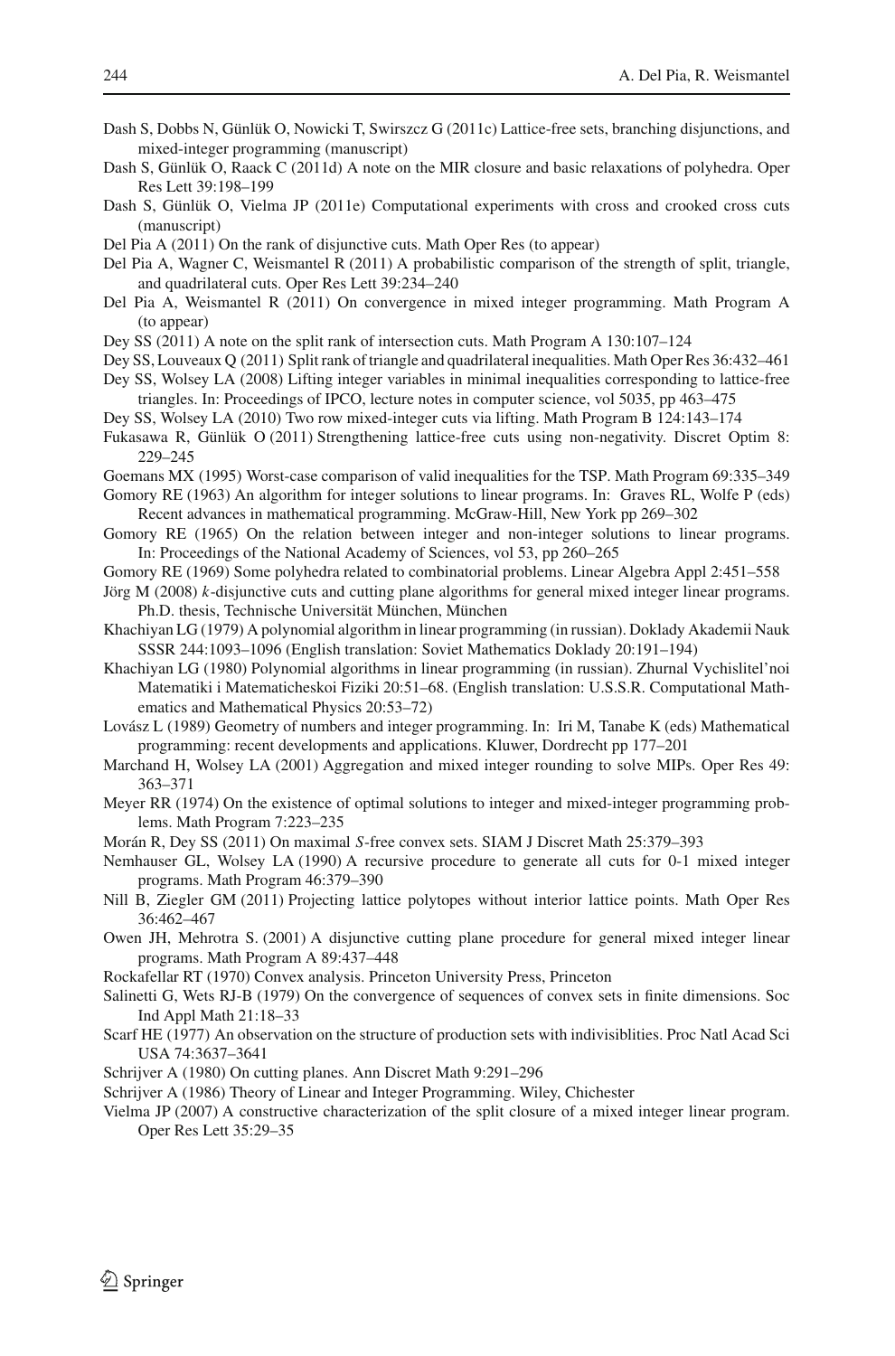Dash S, Dobbs N, Günlük O, Nowicki T, Swirszcz G (2011c) Lattice-free sets, branching disjunctions, and mixed-integer programming (manuscript)

Dash S, Günlük O, Raack C (2011d) A note on the MIR closure and basic relaxations of polyhedra. Oper Res Lett 39:198–199

Dash S, Günlük O, Vielma JP (2011e) Computational experiments with cross and crooked cross cuts (manuscript)

Del Pia A (2011) On the rank of disjunctive cuts. Math Oper Res (to appear)

Del Pia A, Wagner C, Weismantel R (2011) A probabilistic comparison of the strength of split, triangle, and quadrilateral cuts. Oper Res Lett 39:234–240

Del Pia A, Weismantel R (2011) On convergence in mixed integer programming. Math Program A (to appear)

Dey SS (2011) A note on the split rank of intersection cuts. Math Program A 130:107–124

Dey SS, Louveaux Q (2011) Split rank of triangle and quadrilateral inequalities. Math Oper Res 36:432–461

Dey SS, Wolsey LA (2008) Lifting integer variables in minimal inequalities corresponding to lattice-free triangles. In: Proceedings of IPCO, lecture notes in computer science, vol 5035, pp 463–475

Dey SS, Wolsey LA (2010) Two row mixed-integer cuts via lifting. Math Program B 124:143–174

Fukasawa R, Günlük O (2011) Strengthening lattice-free cuts using non-negativity. Discret Optim 8: 229–245

Goemans MX (1995) Worst-case comparison of valid inequalities for the TSP. Math Program 69:335–349

Gomory RE (1963) An algorithm for integer solutions to linear programs. In: Graves RL, Wolfe P (eds) Recent advances in mathematical programming. McGraw-Hill, New York pp 269–302

Gomory RE (1965) On the relation between integer and non-integer solutions to linear programs. In: Proceedings of the National Academy of Sciences, vol 53, pp 260–265

Gomory RE (1969) Some polyhedra related to combinatorial problems. Linear Algebra Appl 2:451–558

Jörg M (2008) *k*-disjunctive cuts and cutting plane algorithms for general mixed integer linear programs. Ph.D. thesis, Technische Universität München, München

Khachiyan LG (1979) A polynomial algorithm in linear programming (in russian). Doklady Akademii Nauk SSSR 244:1093–1096 (English translation: Soviet Mathematics Doklady 20:191–194)

Khachiyan LG (1980) Polynomial algorithms in linear programming (in russian). Zhurnal Vychislitel'noi Matematiki i Matematicheskoi Fiziki 20:51–68. (English translation: U.S.S.R. Computational Mathematics and Mathematical Physics 20:53–72)

Lovász L (1989) Geometry of numbers and integer programming. In: Iri M, Tanabe K (eds) Mathematical programming: recent developments and applications. Kluwer, Dordrecht pp 177–201

Marchand H, Wolsey LA (2001) Aggregation and mixed integer rounding to solve MIPs. Oper Res 49: 363–371

Meyer RR (1974) On the existence of optimal solutions to integer and mixed-integer programming problems. Math Program 7:223–235

Morán R, Dey SS (2011) On maximal *S*-free convex sets. SIAM J Discret Math 25:379–393

Nemhauser GL, Wolsey LA (1990) A recursive procedure to generate all cuts for 0-1 mixed integer programs. Math Program 46:379–390

Nill B, Ziegler GM (2011) Projecting lattice polytopes without interior lattice points. Math Oper Res 36:462–467

Owen JH, Mehrotra S. (2001) A disjunctive cutting plane procedure for general mixed integer linear programs. Math Program A 89:437–448

Rockafellar RT (1970) Convex analysis. Princeton University Press, Princeton

Salinetti G, Wets RJ-B (1979) On the convergence of sequences of convex sets in finite dimensions. Soc Ind Appl Math 21:18–33

Scarf HE (1977) An observation on the structure of production sets with indivisiblities. Proc Natl Acad Sci USA 74:3637–3641

Schrijver A (1980) On cutting planes. Ann Discret Math 9:291–296

Schrijver A (1986) Theory of Linear and Integer Programming. Wiley, Chichester

Vielma JP (2007) A constructive characterization of the split closure of a mixed integer linear program. Oper Res Lett 35:29–35